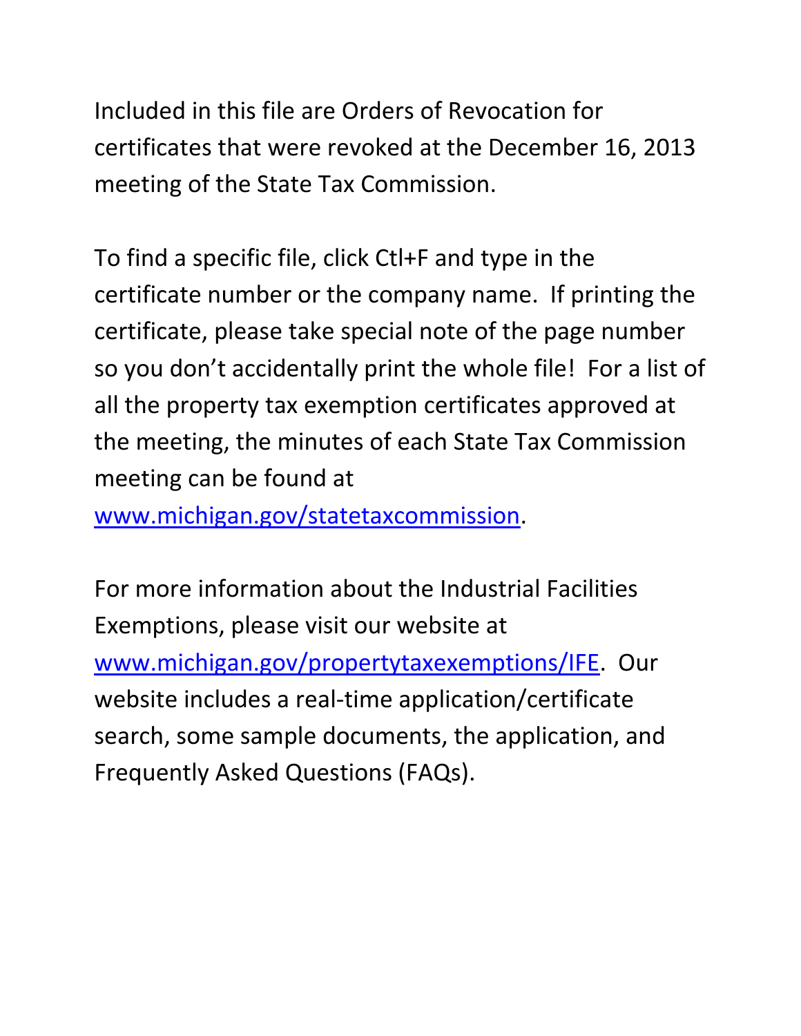Included in this file are Orders of Revocation for certificates that were revoked at the December 16, 2013 meeting of the State Tax Commission.

To find a specific file, click Ctl+F and type in the certificate number or the company name. If printing the certificate, please take special note of the page number so you don't accidentally print the whole file! For a list of all the property tax exemption certificates approved at the meeting, the minutes of each State Tax Commission meeting can be found at [www.michigan.gov/statetaxcommission](http://www.michigan.gov/statetaxcommission).

For more information about the Industrial Facilities Exemptions, please visit our website at [www.michigan.gov/propertytaxexemptions/IFE](http://www.michigan.gov/propertytaxexemptions/IFE). Our website includes a real-time application/certificate search, some sample documents, the application, and Frequently Asked Questions (FAQs).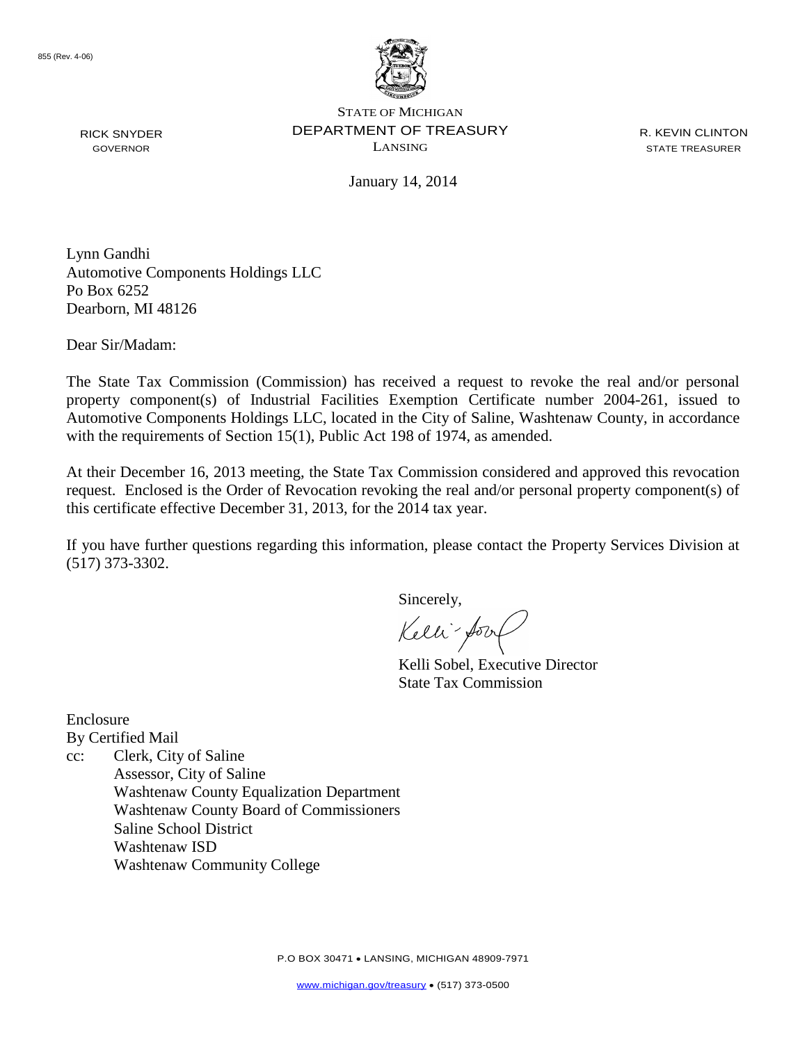855 (Rev. 4-06)

STATE OF MICHIGAN
DEPARTMENT OF TREASURY
LANSING

RICK SNYDER
GOVERNOR

R. KEVIN CLINTON
STATE TREASURER

January 14, 2014

Lynn Gandhi
Automotive Components Holdings LLC
Po Box 6252
Dearborn, MI 48126

Dear Sir/Madam:

The State Tax Commission (Commission) has received a request to revoke the real and/or personal property component(s) of Industrial Facilities Exemption Certificate number 2004-261, issued to Automotive Components Holdings LLC, located in the City of Saline, Washtenaw County, in accordance with the requirements of Section 15(1), Public Act 198 of 1974, as amended.

At their December 16, 2013 meeting, the State Tax Commission considered and approved this revocation request. Enclosed is the Order of Revocation revoking the real and/or personal property component(s) of this certificate effective December 31, 2013, for the 2014 tax year.

If you have further questions regarding this information, please contact the Property Services Division at (517) 373-3302.

Sincerely,

Kelli Sobel, Executive Director
State Tax Commission

Enclosure
By Certified Mail
cc: Clerk, City of Saline
Assessor, City of Saline
Washtenaw County Equalization Department
Washtenaw County Board of Commissioners
Saline School District
Washtenaw ISD
Washtenaw Community College

P.O BOX 30471 • LANSING, MICHIGAN 48909-7971

www.michigan.gov/treasury • (517) 373-0500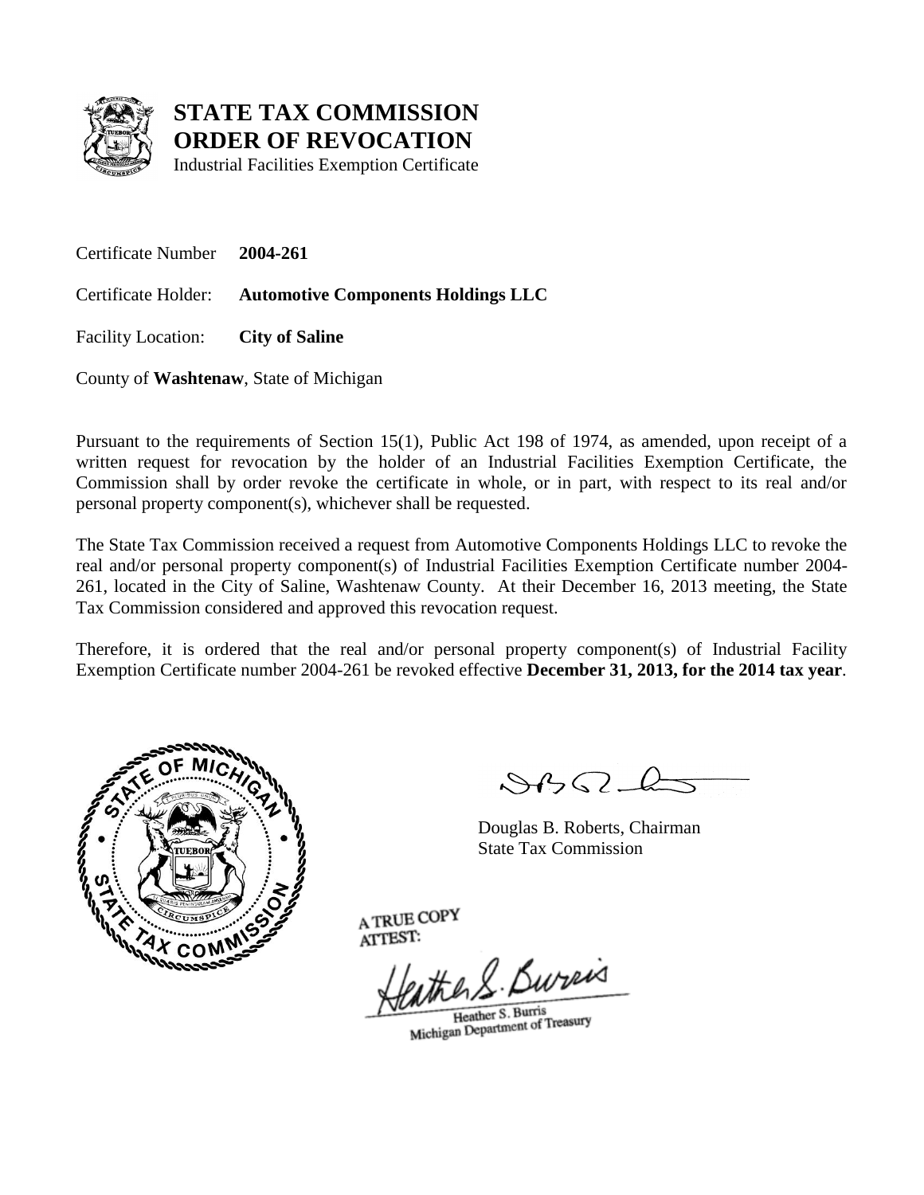# STATE TAX COMMISSION
# ORDER OF REVOCATION

Industrial Facilities Exemption Certificate

Certificate Number **2004-261**

Certificate Holder: **Automotive Components Holdings LLC**

Facility Location: **City of Saline**

County of **Washtenaw**, State of Michigan

Pursuant to the requirements of Section 15(1), Public Act 198 of 1974, as amended, upon receipt of a written request for revocation by the holder of an Industrial Facilities Exemption Certificate, the Commission shall by order revoke the certificate in whole, or in part, with respect to its real and/or personal property component(s), whichever shall be requested.

The State Tax Commission received a request from Automotive Components Holdings LLC to revoke the real and/or personal property component(s) of Industrial Facilities Exemption Certificate number 2004-261, located in the City of Saline, Washtenaw County. At their December 16, 2013 meeting, the State Tax Commission considered and approved this revocation request.

Therefore, it is ordered that the real and/or personal property component(s) of Industrial Facility Exemption Certificate number 2004-261 be revoked effective **December 31, 2013, for the 2014 tax year**.

Douglas B. Roberts, Chairman
State Tax Commission

A TRUE COPY
ATTEST:

Heather S. Burris
Michigan Department of Treasury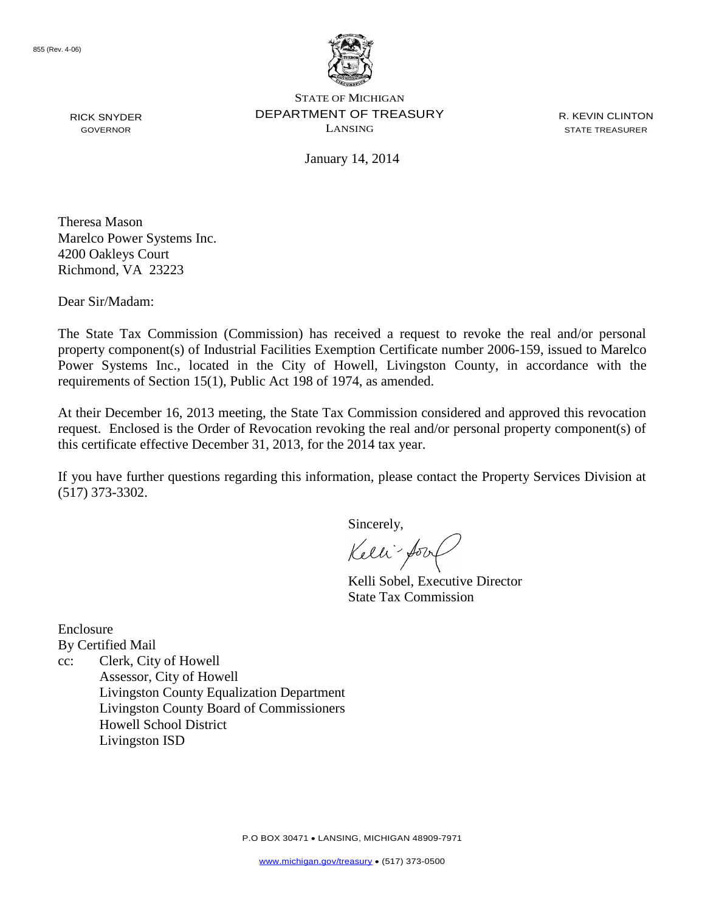855 (Rev. 4-06)

STATE OF MICHIGAN
DEPARTMENT OF TREASURY
LANSING

RICK SNYDER
GOVERNOR

R. KEVIN CLINTON
STATE TREASURER

January 14, 2014

Theresa Mason
Marelco Power Systems Inc.
4200 Oakleys Court
Richmond, VA 23223

Dear Sir/Madam:

The State Tax Commission (Commission) has received a request to revoke the real and/or personal property component(s) of Industrial Facilities Exemption Certificate number 2006-159, issued to Marelco Power Systems Inc., located in the City of Howell, Livingston County, in accordance with the requirements of Section 15(1), Public Act 198 of 1974, as amended.

At their December 16, 2013 meeting, the State Tax Commission considered and approved this revocation request. Enclosed is the Order of Revocation revoking the real and/or personal property component(s) of this certificate effective December 31, 2013, for the 2014 tax year.

If you have further questions regarding this information, please contact the Property Services Division at (517) 373-3302.

Sincerely,

Kelli Sobel, Executive Director
State Tax Commission

Enclosure
By Certified Mail
cc: Clerk, City of Howell
Assessor, City of Howell
Livingston County Equalization Department
Livingston County Board of Commissioners
Howell School District
Livingston ISD

P.O BOX 30471 • LANSING, MICHIGAN 48909-7971

www.michigan.gov/treasury • (517) 373-0500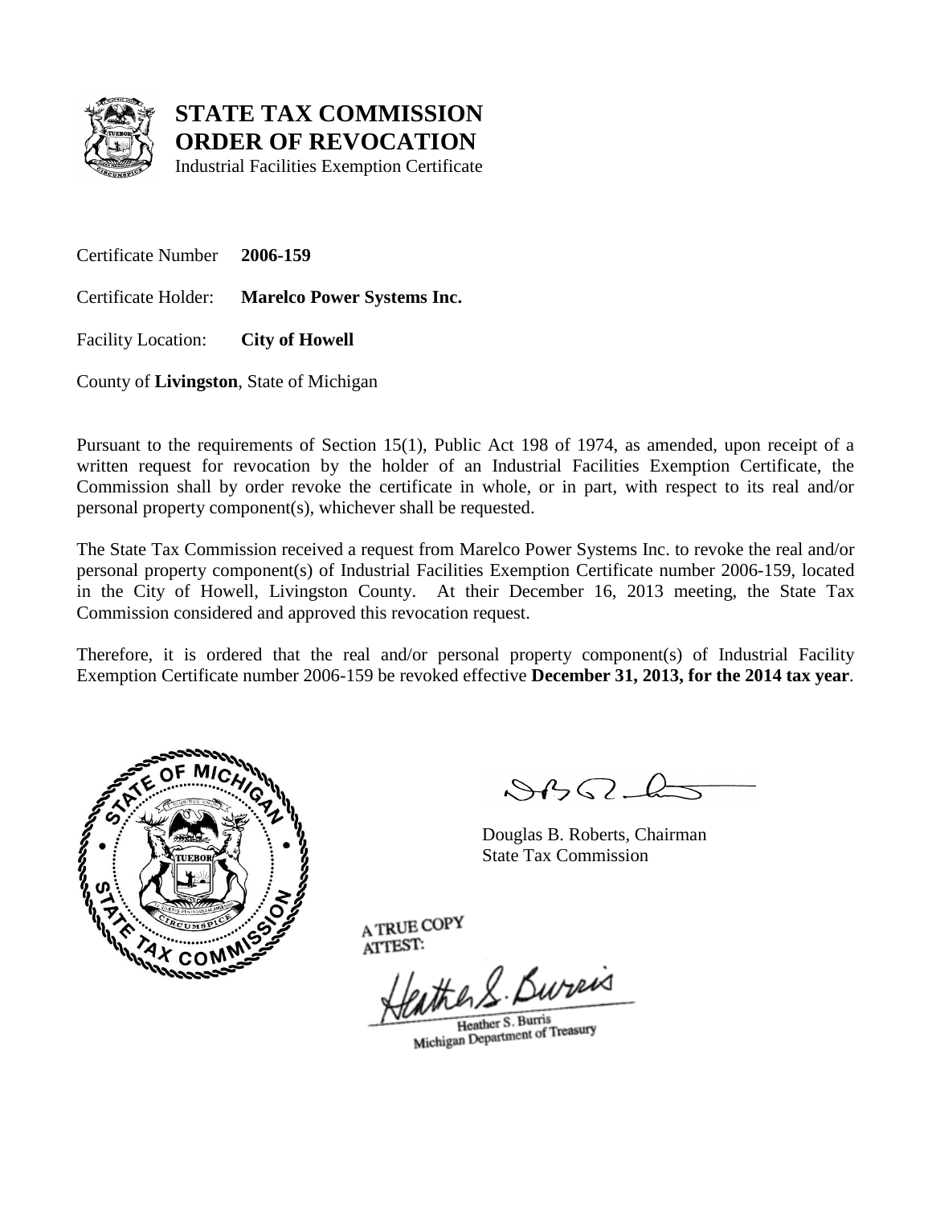# STATE TAX COMMISSION
# ORDER OF REVOCATION

Industrial Facilities Exemption Certificate

Certificate Number **2006-159**

Certificate Holder: **Marelco Power Systems Inc.**

Facility Location: **City of Howell**

County of **Livingston**, State of Michigan

Pursuant to the requirements of Section 15(1), Public Act 198 of 1974, as amended, upon receipt of a written request for revocation by the holder of an Industrial Facilities Exemption Certificate, the Commission shall by order revoke the certificate in whole, or in part, with respect to its real and/or personal property component(s), whichever shall be requested.

The State Tax Commission received a request from Marelco Power Systems Inc. to revoke the real and/or personal property component(s) of Industrial Facilities Exemption Certificate number 2006-159, located in the City of Howell, Livingston County. At their December 16, 2013 meeting, the State Tax Commission considered and approved this revocation request.

Therefore, it is ordered that the real and/or personal property component(s) of Industrial Facility Exemption Certificate number 2006-159 be revoked effective **December 31, 2013, for the 2014 tax year**.

Douglas B. Roberts, Chairman
State Tax Commission

A TRUE COPY
ATTEST:

Heather S. Burris
Michigan Department of Treasury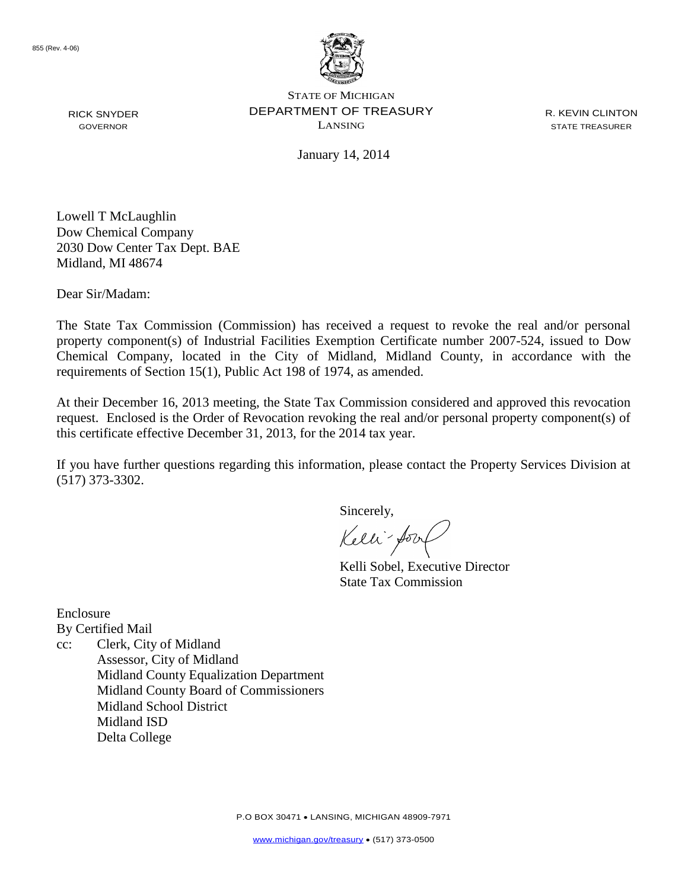855 (Rev. 4-06)

STATE OF MICHIGAN
DEPARTMENT OF TREASURY
LANSING

RICK SNYDER
GOVERNOR

R. KEVIN CLINTON
STATE TREASURER

January 14, 2014

Lowell T McLaughlin
Dow Chemical Company
2030 Dow Center Tax Dept. BAE
Midland, MI 48674

Dear Sir/Madam:

The State Tax Commission (Commission) has received a request to revoke the real and/or personal property component(s) of Industrial Facilities Exemption Certificate number 2007-524, issued to Dow Chemical Company, located in the City of Midland, Midland County, in accordance with the requirements of Section 15(1), Public Act 198 of 1974, as amended.

At their December 16, 2013 meeting, the State Tax Commission considered and approved this revocation request. Enclosed is the Order of Revocation revoking the real and/or personal property component(s) of this certificate effective December 31, 2013, for the 2014 tax year.

If you have further questions regarding this information, please contact the Property Services Division at (517) 373-3302.

Sincerely,

Kelli Sobel, Executive Director
State Tax Commission

Enclosure
By Certified Mail
cc: Clerk, City of Midland
Assessor, City of Midland
Midland County Equalization Department
Midland County Board of Commissioners
Midland School District
Midland ISD
Delta College

P.O BOX 30471 • LANSING, MICHIGAN 48909-7971
www.michigan.gov/treasury • (517) 373-0500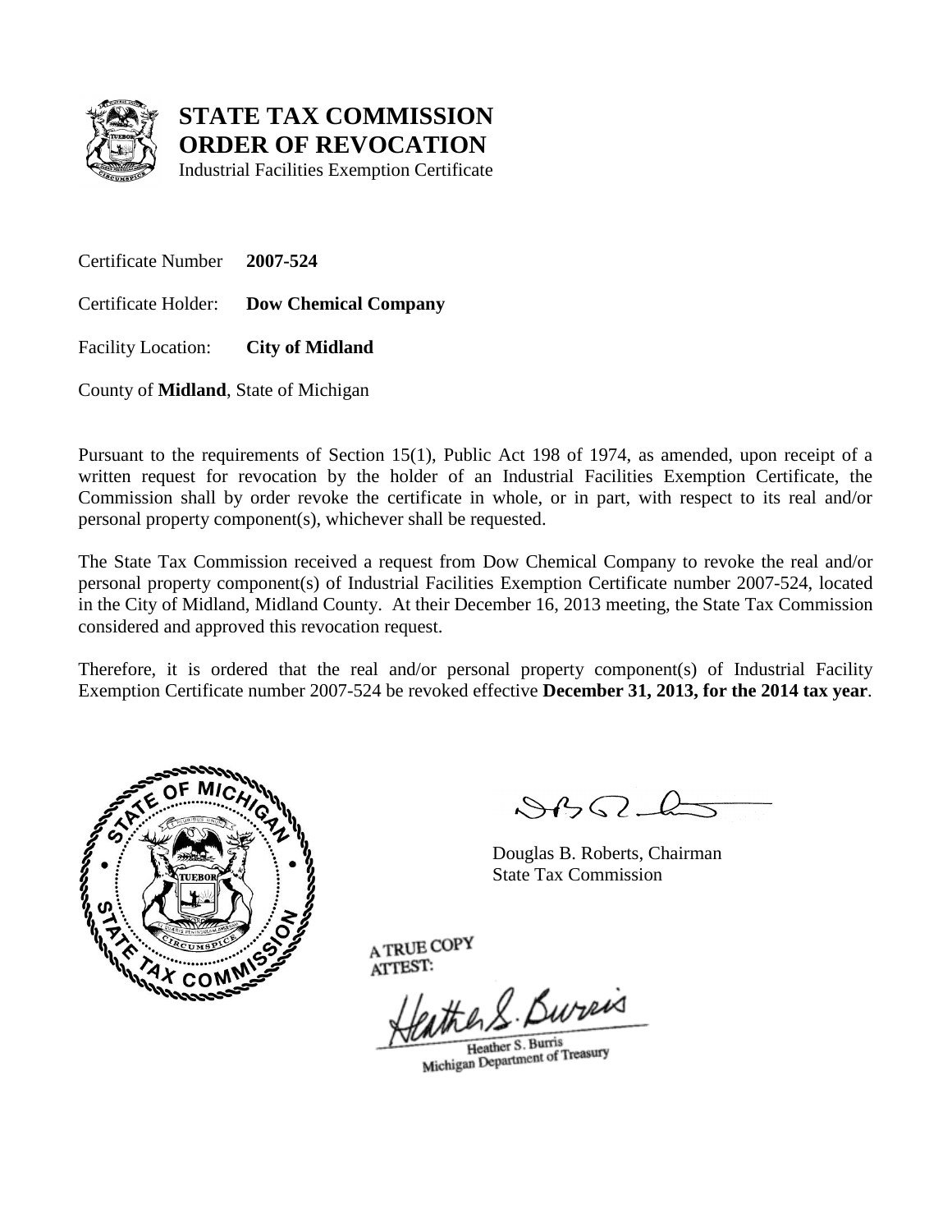# STATE TAX COMMISSION
# ORDER OF REVOCATION

Industrial Facilities Exemption Certificate

Certificate Number **2007-524**

Certificate Holder: **Dow Chemical Company**

Facility Location: **City of Midland**

County of **Midland**, State of Michigan

Pursuant to the requirements of Section 15(1), Public Act 198 of 1974, as amended, upon receipt of a written request for revocation by the holder of an Industrial Facilities Exemption Certificate, the Commission shall by order revoke the certificate in whole, or in part, with respect to its real and/or personal property component(s), whichever shall be requested.

The State Tax Commission received a request from Dow Chemical Company to revoke the real and/or personal property component(s) of Industrial Facilities Exemption Certificate number 2007-524, located in the City of Midland, Midland County. At their December 16, 2013 meeting, the State Tax Commission considered and approved this revocation request.

Therefore, it is ordered that the real and/or personal property component(s) of Industrial Facility Exemption Certificate number 2007-524 be revoked effective **December 31, 2013, for the 2014 tax year**.

Douglas B. Roberts, Chairman
State Tax Commission

A TRUE COPY
ATTEST:

Heather S. Burris
Michigan Department of Treasury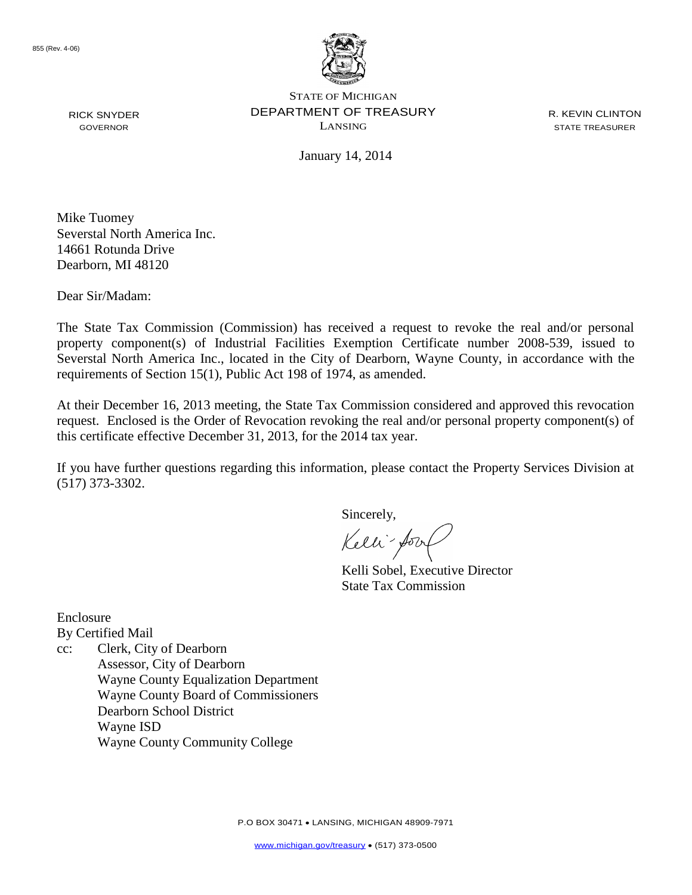855 (Rev. 4-06)

RICK SNYDER
GOVERNOR

STATE OF MICHIGAN
DEPARTMENT OF TREASURY
LANSING

R. KEVIN CLINTON
STATE TREASURER

January 14, 2014

Mike Tuomey
Severstal North America Inc.
14661 Rotunda Drive
Dearborn, MI 48120

Dear Sir/Madam:

The State Tax Commission (Commission) has received a request to revoke the real and/or personal property component(s) of Industrial Facilities Exemption Certificate number 2008-539, issued to Severstal North America Inc., located in the City of Dearborn, Wayne County, in accordance with the requirements of Section 15(1), Public Act 198 of 1974, as amended.

At their December 16, 2013 meeting, the State Tax Commission considered and approved this revocation request. Enclosed is the Order of Revocation revoking the real and/or personal property component(s) of this certificate effective December 31, 2013, for the 2014 tax year.

If you have further questions regarding this information, please contact the Property Services Division at (517) 373-3302.

Sincerely,

Kelli Sobel, Executive Director
State Tax Commission

Enclosure
By Certified Mail
cc: Clerk, City of Dearborn
Assessor, City of Dearborn
Wayne County Equalization Department
Wayne County Board of Commissioners
Dearborn School District
Wayne ISD
Wayne County Community College

P.O BOX 30471 • LANSING, MICHIGAN 48909-7971

www.michigan.gov/treasury • (517) 373-0500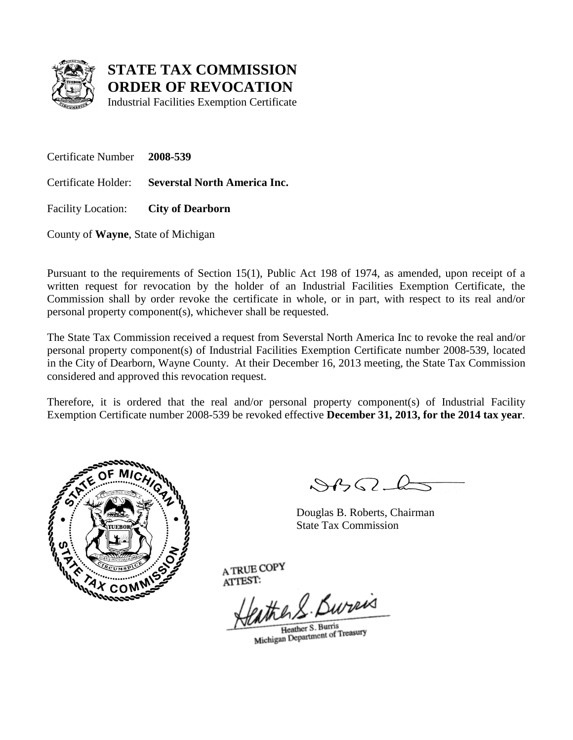# STATE TAX COMMISSION
# ORDER OF REVOCATION

Industrial Facilities Exemption Certificate

Certificate Number **2008-539**

Certificate Holder: **Severstal North America Inc.**

Facility Location: **City of Dearborn**

County of **Wayne**, State of Michigan

Pursuant to the requirements of Section 15(1), Public Act 198 of 1974, as amended, upon receipt of a written request for revocation by the holder of an Industrial Facilities Exemption Certificate, the Commission shall by order revoke the certificate in whole, or in part, with respect to its real and/or personal property component(s), whichever shall be requested.

The State Tax Commission received a request from Severstal North America Inc to revoke the real and/or personal property component(s) of Industrial Facilities Exemption Certificate number 2008-539, located in the City of Dearborn, Wayne County. At their December 16, 2013 meeting, the State Tax Commission considered and approved this revocation request.

Therefore, it is ordered that the real and/or personal property component(s) of Industrial Facility Exemption Certificate number 2008-539 be revoked effective **December 31, 2013, for the 2014 tax year**.

Douglas B. Roberts, Chairman
State Tax Commission

A TRUE COPY
ATTEST:

Heather S. Burris
Michigan Department of Treasury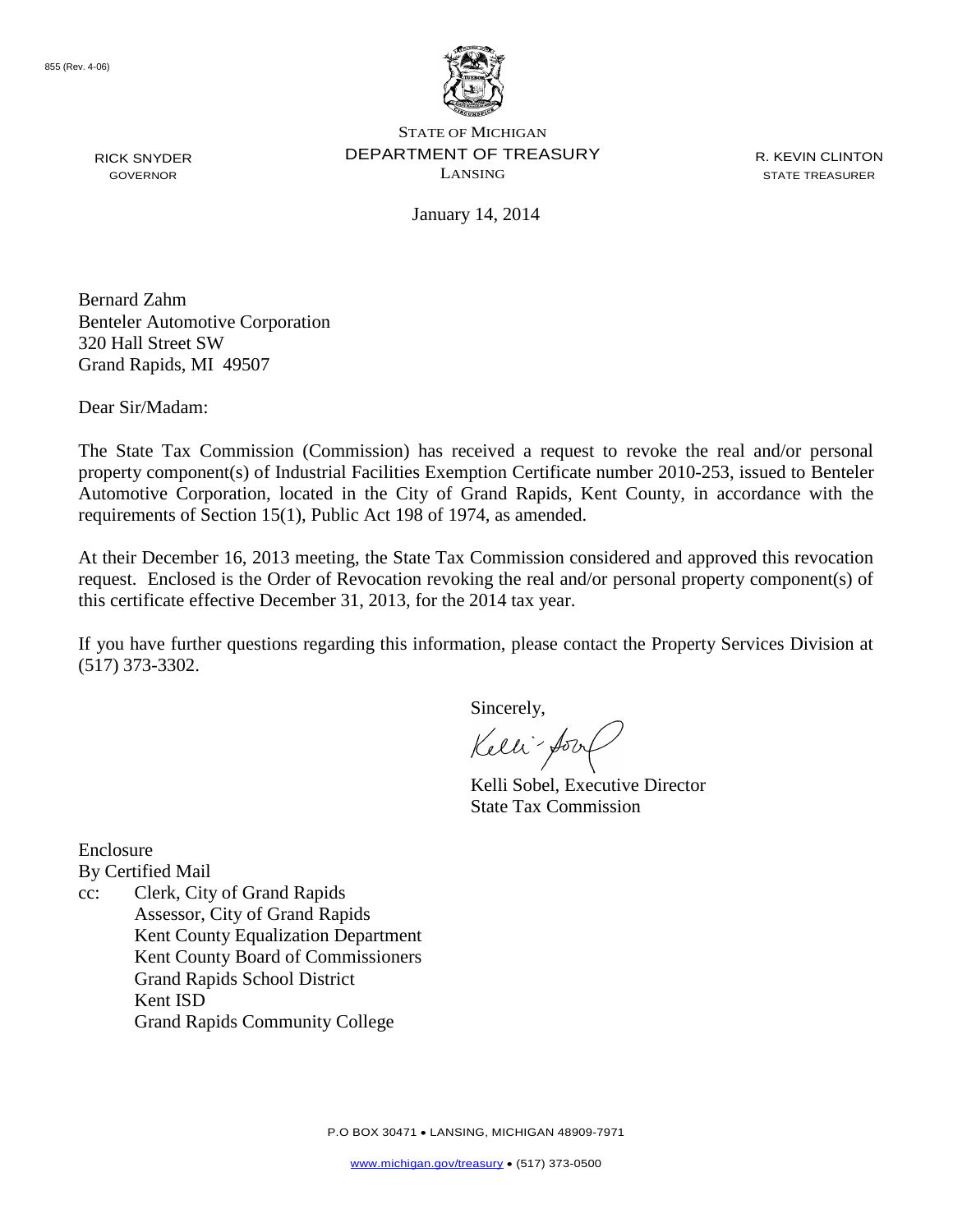855 (Rev. 4-06)

STATE OF MICHIGAN
DEPARTMENT OF TREASURY
LANSING

RICK SNYDER
GOVERNOR

R. KEVIN CLINTON
STATE TREASURER

January 14, 2014

Bernard Zahm
Benteler Automotive Corporation
320 Hall Street SW
Grand Rapids, MI 49507

Dear Sir/Madam:

The State Tax Commission (Commission) has received a request to revoke the real and/or personal property component(s) of Industrial Facilities Exemption Certificate number 2010-253, issued to Benteler Automotive Corporation, located in the City of Grand Rapids, Kent County, in accordance with the requirements of Section 15(1), Public Act 198 of 1974, as amended.

At their December 16, 2013 meeting, the State Tax Commission considered and approved this revocation request. Enclosed is the Order of Revocation revoking the real and/or personal property component(s) of this certificate effective December 31, 2013, for the 2014 tax year.

If you have further questions regarding this information, please contact the Property Services Division at (517) 373-3302.

Sincerely,

Kelli Sobel, Executive Director
State Tax Commission

Enclosure
By Certified Mail
cc: Clerk, City of Grand Rapids
Assessor, City of Grand Rapids
Kent County Equalization Department
Kent County Board of Commissioners
Grand Rapids School District
Kent ISD
Grand Rapids Community College

P.O BOX 30471 • LANSING, MICHIGAN 48909-7971

www.michigan.gov/treasury • (517) 373-0500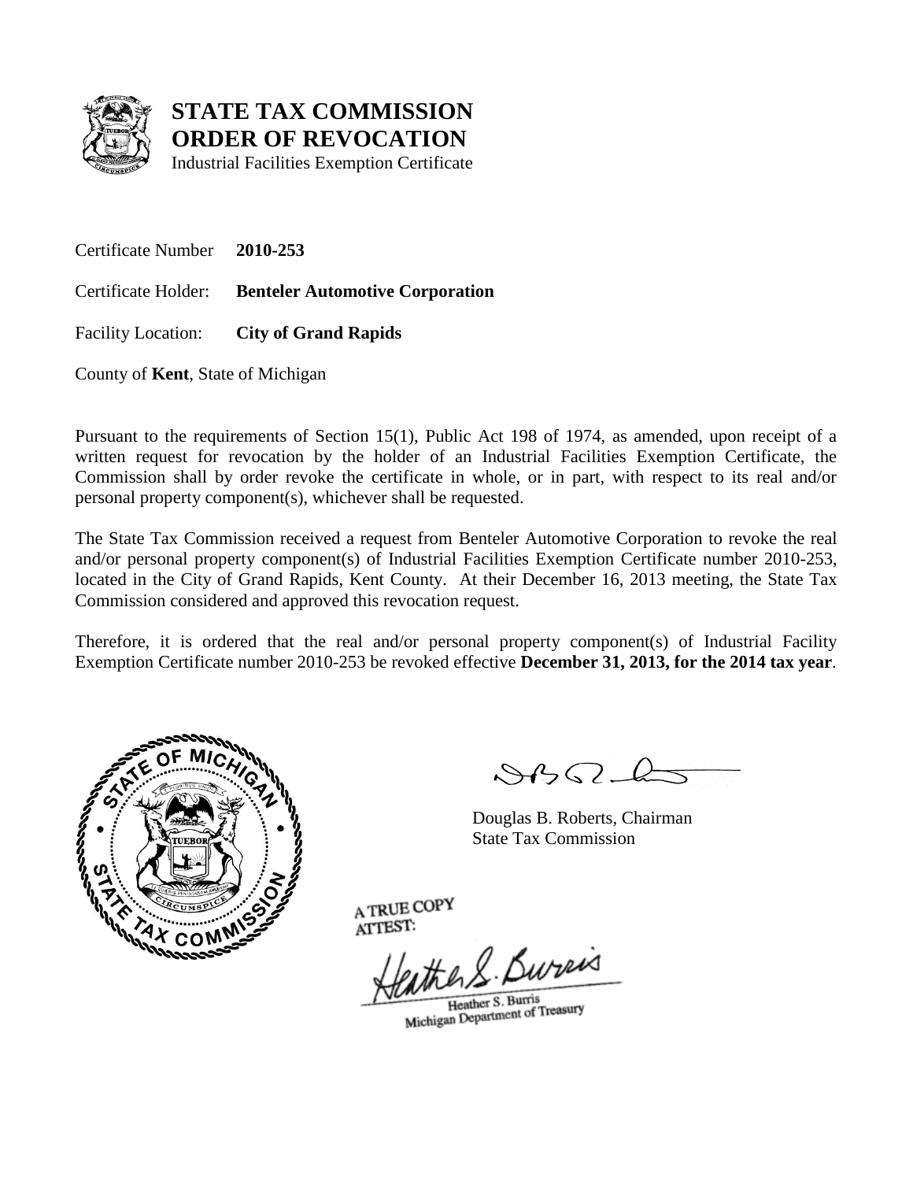# STATE TAX COMMISSION
# ORDER OF REVOCATION

Industrial Facilities Exemption Certificate

Certificate Number **2010-253**

Certificate Holder: **Benteler Automotive Corporation**

Facility Location: **City of Grand Rapids**

County of **Kent**, State of Michigan

Pursuant to the requirements of Section 15(1), Public Act 198 of 1974, as amended, upon receipt of a written request for revocation by the holder of an Industrial Facilities Exemption Certificate, the Commission shall by order revoke the certificate in whole, or in part, with respect to its real and/or personal property component(s), whichever shall be requested.

The State Tax Commission received a request from Benteler Automotive Corporation to revoke the real and/or personal property component(s) of Industrial Facilities Exemption Certificate number 2010-253, located in the City of Grand Rapids, Kent County. At their December 16, 2013 meeting, the State Tax Commission considered and approved this revocation request.

Therefore, it is ordered that the real and/or personal property component(s) of Industrial Facility Exemption Certificate number 2010-253 be revoked effective **December 31, 2013, for the 2014 tax year**.

Douglas B. Roberts, Chairman
State Tax Commission

A TRUE COPY
ATTEST:

Heather S. Burris
Michigan Department of Treasury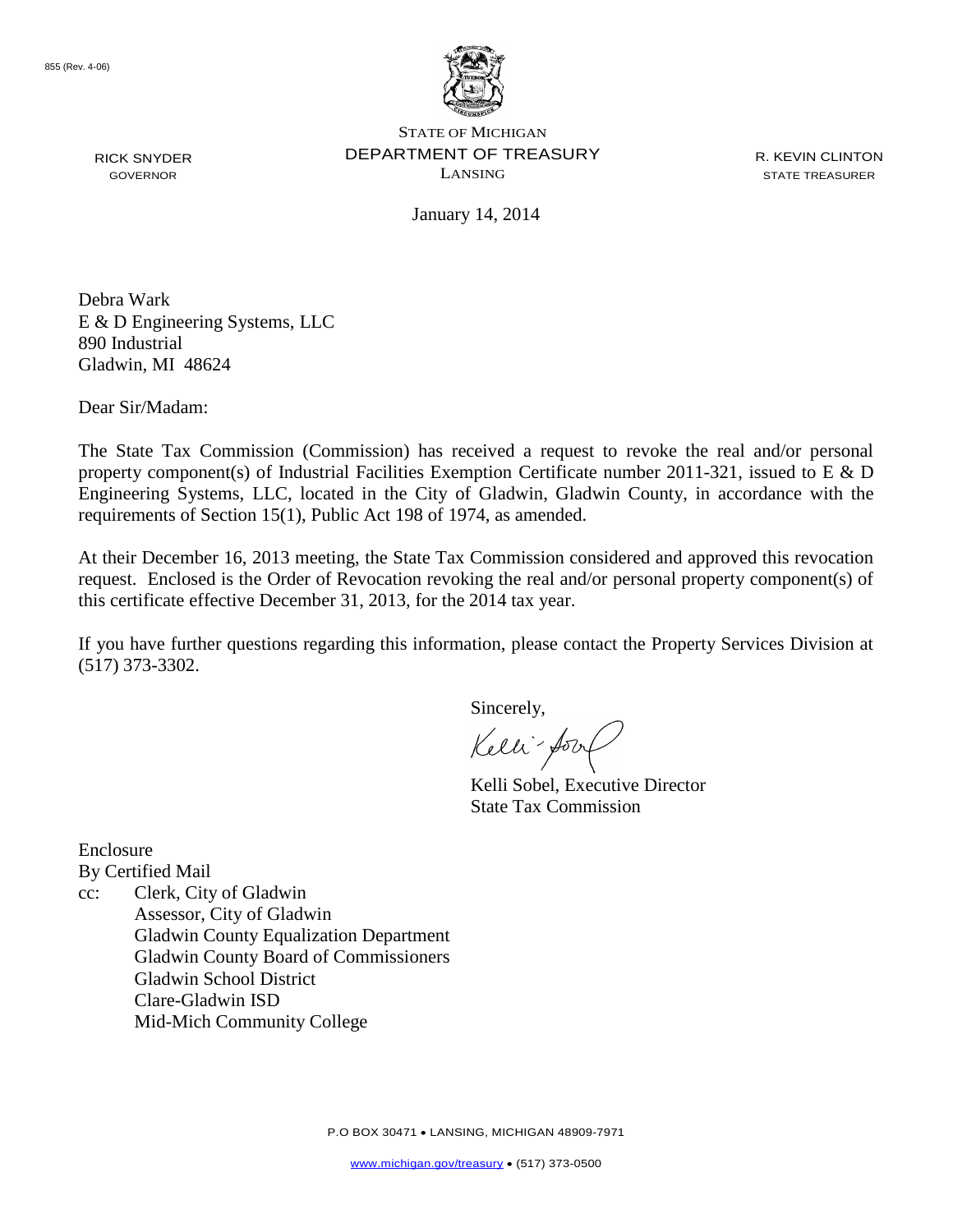855 (Rev. 4-06)

RICK SNYDER
GOVERNOR

STATE OF MICHIGAN
DEPARTMENT OF TREASURY
LANSING

R. KEVIN CLINTON
STATE TREASURER

January 14, 2014

Debra Wark
E & D Engineering Systems, LLC
890 Industrial
Gladwin, MI 48624

Dear Sir/Madam:

The State Tax Commission (Commission) has received a request to revoke the real and/or personal property component(s) of Industrial Facilities Exemption Certificate number 2011-321, issued to E & D Engineering Systems, LLC, located in the City of Gladwin, Gladwin County, in accordance with the requirements of Section 15(1), Public Act 198 of 1974, as amended.

At their December 16, 2013 meeting, the State Tax Commission considered and approved this revocation request. Enclosed is the Order of Revocation revoking the real and/or personal property component(s) of this certificate effective December 31, 2013, for the 2014 tax year.

If you have further questions regarding this information, please contact the Property Services Division at (517) 373-3302.

Sincerely,

Kelli Sobel, Executive Director
State Tax Commission

Enclosure
By Certified Mail
cc: Clerk, City of Gladwin
Assessor, City of Gladwin
Gladwin County Equalization Department
Gladwin County Board of Commissioners
Gladwin School District
Clare-Gladwin ISD
Mid-Mich Community College

P.O BOX 30471 • LANSING, MICHIGAN 48909-7971

www.michigan.gov/treasury • (517) 373-0500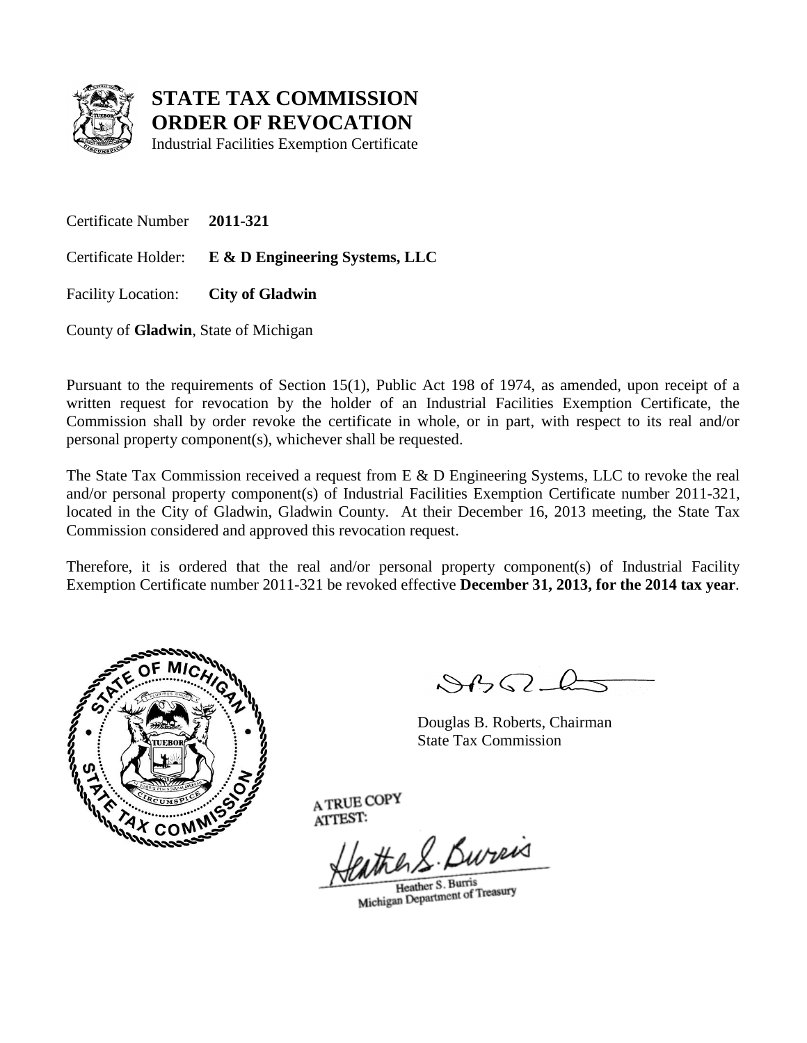# STATE TAX COMMISSION ORDER OF REVOCATION

Industrial Facilities Exemption Certificate

Certificate Number **2011-321**

Certificate Holder: **E & D Engineering Systems, LLC**

Facility Location: **City of Gladwin**

County of **Gladwin**, State of Michigan

Pursuant to the requirements of Section 15(1), Public Act 198 of 1974, as amended, upon receipt of a written request for revocation by the holder of an Industrial Facilities Exemption Certificate, the Commission shall by order revoke the certificate in whole, or in part, with respect to its real and/or personal property component(s), whichever shall be requested.

The State Tax Commission received a request from E & D Engineering Systems, LLC to revoke the real and/or personal property component(s) of Industrial Facilities Exemption Certificate number 2011-321, located in the City of Gladwin, Gladwin County. At their December 16, 2013 meeting, the State Tax Commission considered and approved this revocation request.

Therefore, it is ordered that the real and/or personal property component(s) of Industrial Facility Exemption Certificate number 2011-321 be revoked effective **December 31, 2013, for the 2014 tax year**.

Douglas B. Roberts, Chairman
State Tax Commission

A TRUE COPY
ATTEST:

Heather S. Burris
Michigan Department of Treasury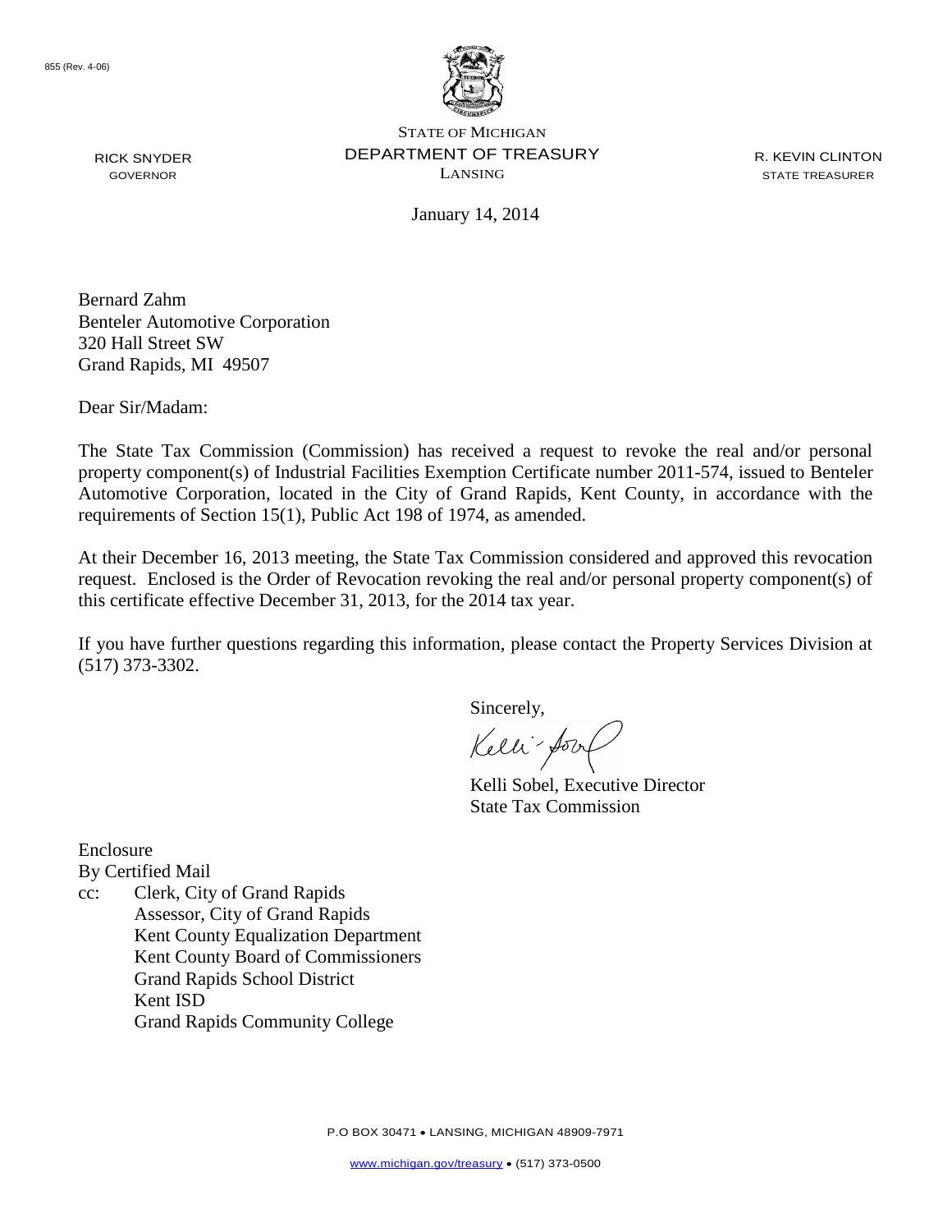855 (Rev. 4-06)

RICK SNYDER
GOVERNOR

STATE OF MICHIGAN
DEPARTMENT OF TREASURY
LANSING

R. KEVIN CLINTON
STATE TREASURER

January 14, 2014

Bernard Zahm
Benteler Automotive Corporation
320 Hall Street SW
Grand Rapids, MI 49507

Dear Sir/Madam:

The State Tax Commission (Commission) has received a request to revoke the real and/or personal property component(s) of Industrial Facilities Exemption Certificate number 2011-574, issued to Benteler Automotive Corporation, located in the City of Grand Rapids, Kent County, in accordance with the requirements of Section 15(1), Public Act 198 of 1974, as amended.

At their December 16, 2013 meeting, the State Tax Commission considered and approved this revocation request. Enclosed is the Order of Revocation revoking the real and/or personal property component(s) of this certificate effective December 31, 2013, for the 2014 tax year.

If you have further questions regarding this information, please contact the Property Services Division at (517) 373-3302.

Sincerely,

Kelli Sobel, Executive Director
State Tax Commission

Enclosure
By Certified Mail
cc: Clerk, City of Grand Rapids
Assessor, City of Grand Rapids
Kent County Equalization Department
Kent County Board of Commissioners
Grand Rapids School District
Kent ISD
Grand Rapids Community College

P.O BOX 30471 • LANSING, MICHIGAN 48909-7971
www.michigan.gov/treasury • (517) 373-0500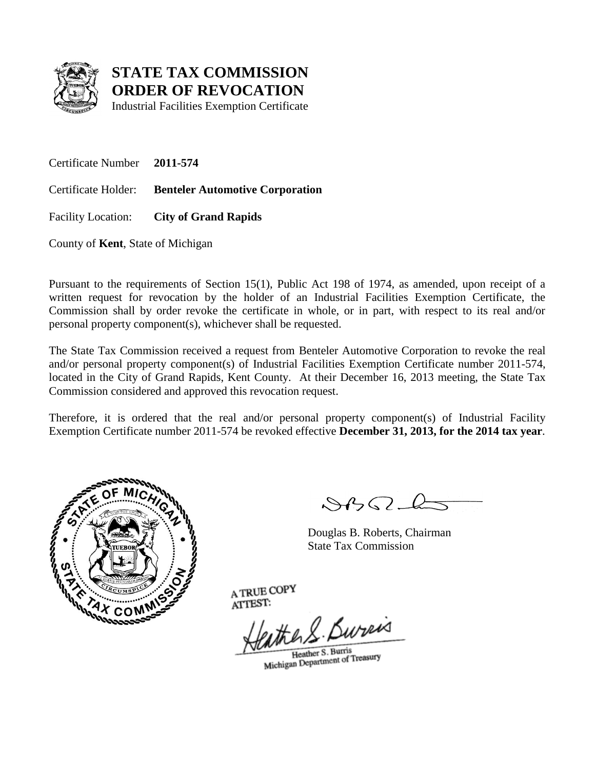# STATE TAX COMMISSION
# ORDER OF REVOCATION
Industrial Facilities Exemption Certificate

Certificate Number **2011-574**

Certificate Holder: **Benteler Automotive Corporation**

Facility Location: **City of Grand Rapids**

County of **Kent**, State of Michigan

Pursuant to the requirements of Section 15(1), Public Act 198 of 1974, as amended, upon receipt of a written request for revocation by the holder of an Industrial Facilities Exemption Certificate, the Commission shall by order revoke the certificate in whole, or in part, with respect to its real and/or personal property component(s), whichever shall be requested.

The State Tax Commission received a request from Benteler Automotive Corporation to revoke the real and/or personal property component(s) of Industrial Facilities Exemption Certificate number 2011-574, located in the City of Grand Rapids, Kent County. At their December 16, 2013 meeting, the State Tax Commission considered and approved this revocation request.

Therefore, it is ordered that the real and/or personal property component(s) of Industrial Facility Exemption Certificate number 2011-574 be revoked effective **December 31, 2013, for the 2014 tax year**.

Douglas B. Roberts, Chairman
State Tax Commission

A TRUE COPY
ATTEST:

Heather S. Burris
Michigan Department of Treasury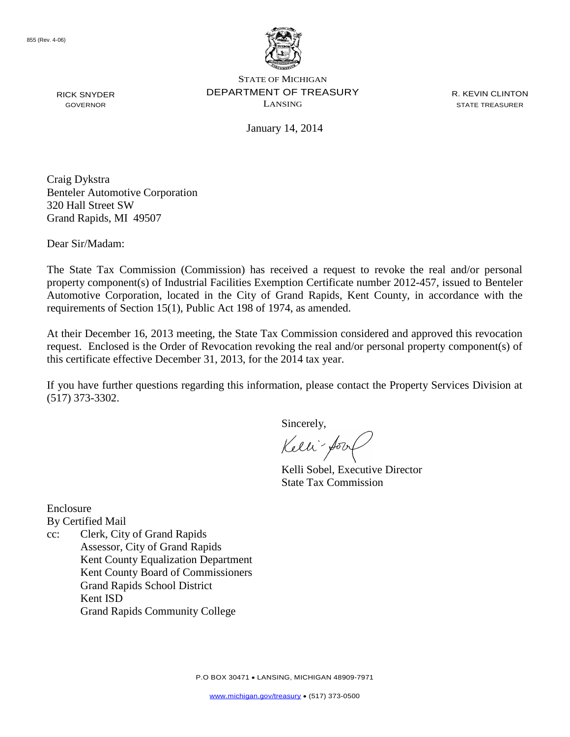855 (Rev. 4-06)

STATE OF MICHIGAN
DEPARTMENT OF TREASURY
LANSING

RICK SNYDER
GOVERNOR

R. KEVIN CLINTON
STATE TREASURER

January 14, 2014

Craig Dykstra
Benteler Automotive Corporation
320 Hall Street SW
Grand Rapids, MI 49507

Dear Sir/Madam:

The State Tax Commission (Commission) has received a request to revoke the real and/or personal property component(s) of Industrial Facilities Exemption Certificate number 2012-457, issued to Benteler Automotive Corporation, located in the City of Grand Rapids, Kent County, in accordance with the requirements of Section 15(1), Public Act 198 of 1974, as amended.

At their December 16, 2013 meeting, the State Tax Commission considered and approved this revocation request. Enclosed is the Order of Revocation revoking the real and/or personal property component(s) of this certificate effective December 31, 2013, for the 2014 tax year.

If you have further questions regarding this information, please contact the Property Services Division at (517) 373-3302.

Sincerely,

Kelli Sobel, Executive Director
State Tax Commission

Enclosure
By Certified Mail
cc: Clerk, City of Grand Rapids
Assessor, City of Grand Rapids
Kent County Equalization Department
Kent County Board of Commissioners
Grand Rapids School District
Kent ISD
Grand Rapids Community College

P.O BOX 30471 • LANSING, MICHIGAN 48909-7971

www.michigan.gov/treasury • (517) 373-0500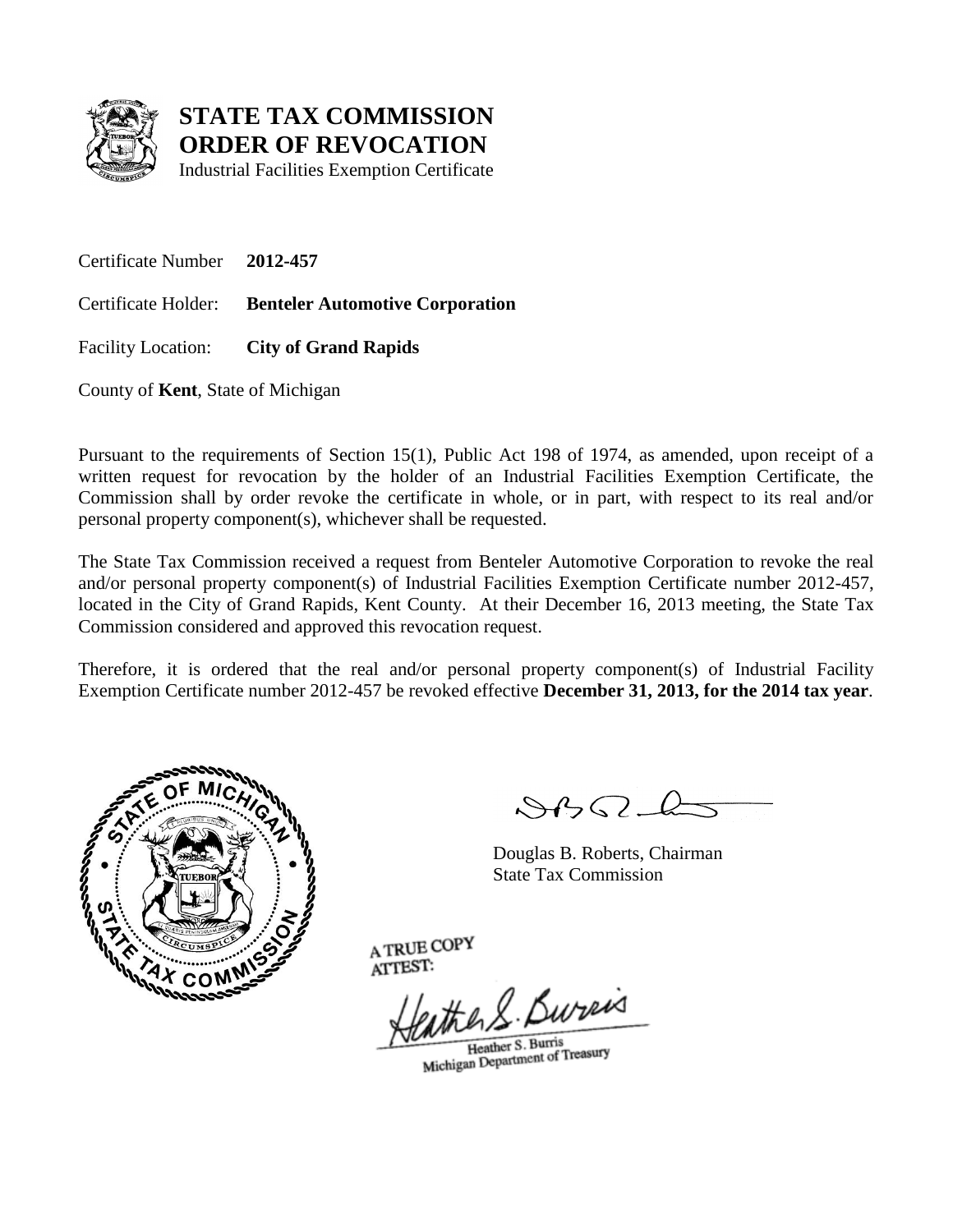# STATE TAX COMMISSION
# ORDER OF REVOCATION

Industrial Facilities Exemption Certificate

Certificate Number **2012-457**

Certificate Holder: **Benteler Automotive Corporation**

Facility Location: **City of Grand Rapids**

County of **Kent**, State of Michigan

Pursuant to the requirements of Section 15(1), Public Act 198 of 1974, as amended, upon receipt of a written request for revocation by the holder of an Industrial Facilities Exemption Certificate, the Commission shall by order revoke the certificate in whole, or in part, with respect to its real and/or personal property component(s), whichever shall be requested.

The State Tax Commission received a request from Benteler Automotive Corporation to revoke the real and/or personal property component(s) of Industrial Facilities Exemption Certificate number 2012-457, located in the City of Grand Rapids, Kent County. At their December 16, 2013 meeting, the State Tax Commission considered and approved this revocation request.

Therefore, it is ordered that the real and/or personal property component(s) of Industrial Facility Exemption Certificate number 2012-457 be revoked effective **December 31, 2013, for the 2014 tax year**.

Douglas B. Roberts, Chairman
State Tax Commission

A TRUE COPY
ATTEST:

Heather S. Burris
Michigan Department of Treasury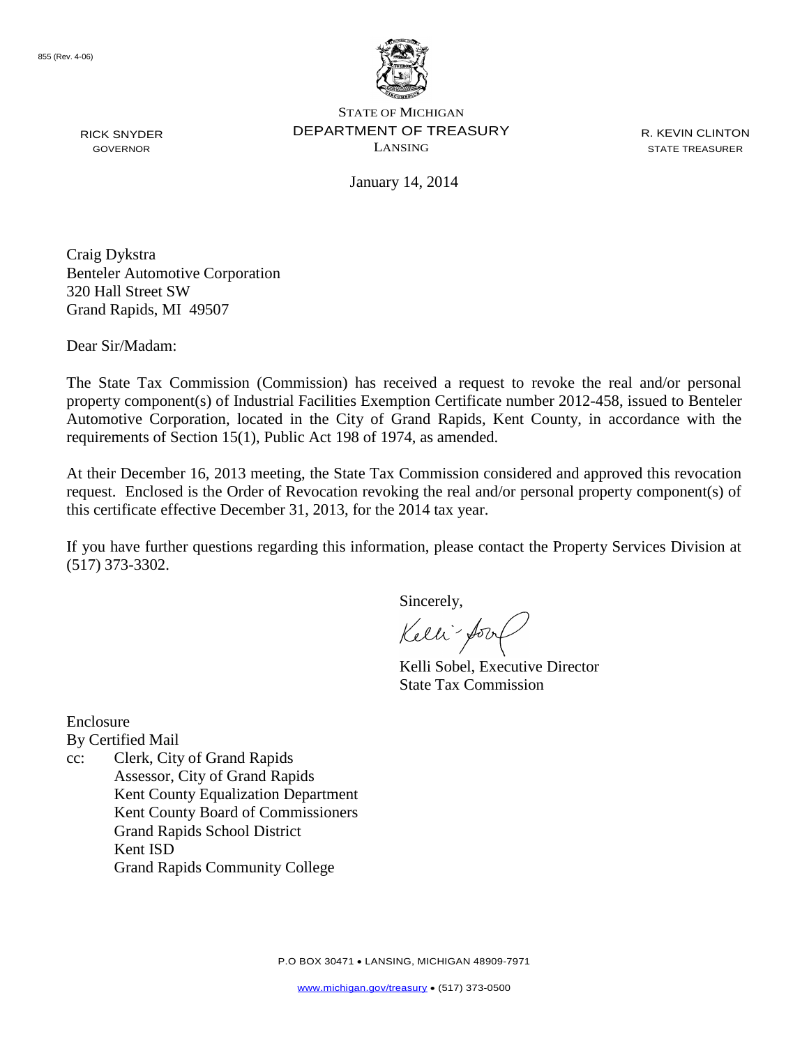855 (Rev. 4-06)

RICK SNYDER
GOVERNOR

STATE OF MICHIGAN
DEPARTMENT OF TREASURY
LANSING

R. KEVIN CLINTON
STATE TREASURER

January 14, 2014

Craig Dykstra
Benteler Automotive Corporation
320 Hall Street SW
Grand Rapids, MI 49507

Dear Sir/Madam:

The State Tax Commission (Commission) has received a request to revoke the real and/or personal property component(s) of Industrial Facilities Exemption Certificate number 2012-458, issued to Benteler Automotive Corporation, located in the City of Grand Rapids, Kent County, in accordance with the requirements of Section 15(1), Public Act 198 of 1974, as amended.

At their December 16, 2013 meeting, the State Tax Commission considered and approved this revocation request. Enclosed is the Order of Revocation revoking the real and/or personal property component(s) of this certificate effective December 31, 2013, for the 2014 tax year.

If you have further questions regarding this information, please contact the Property Services Division at (517) 373-3302.

Sincerely,

Kelli Sobel, Executive Director
State Tax Commission

Enclosure
By Certified Mail
cc: Clerk, City of Grand Rapids
Assessor, City of Grand Rapids
Kent County Equalization Department
Kent County Board of Commissioners
Grand Rapids School District
Kent ISD
Grand Rapids Community College

P.O BOX 30471 • LANSING, MICHIGAN 48909-7971

www.michigan.gov/treasury • (517) 373-0500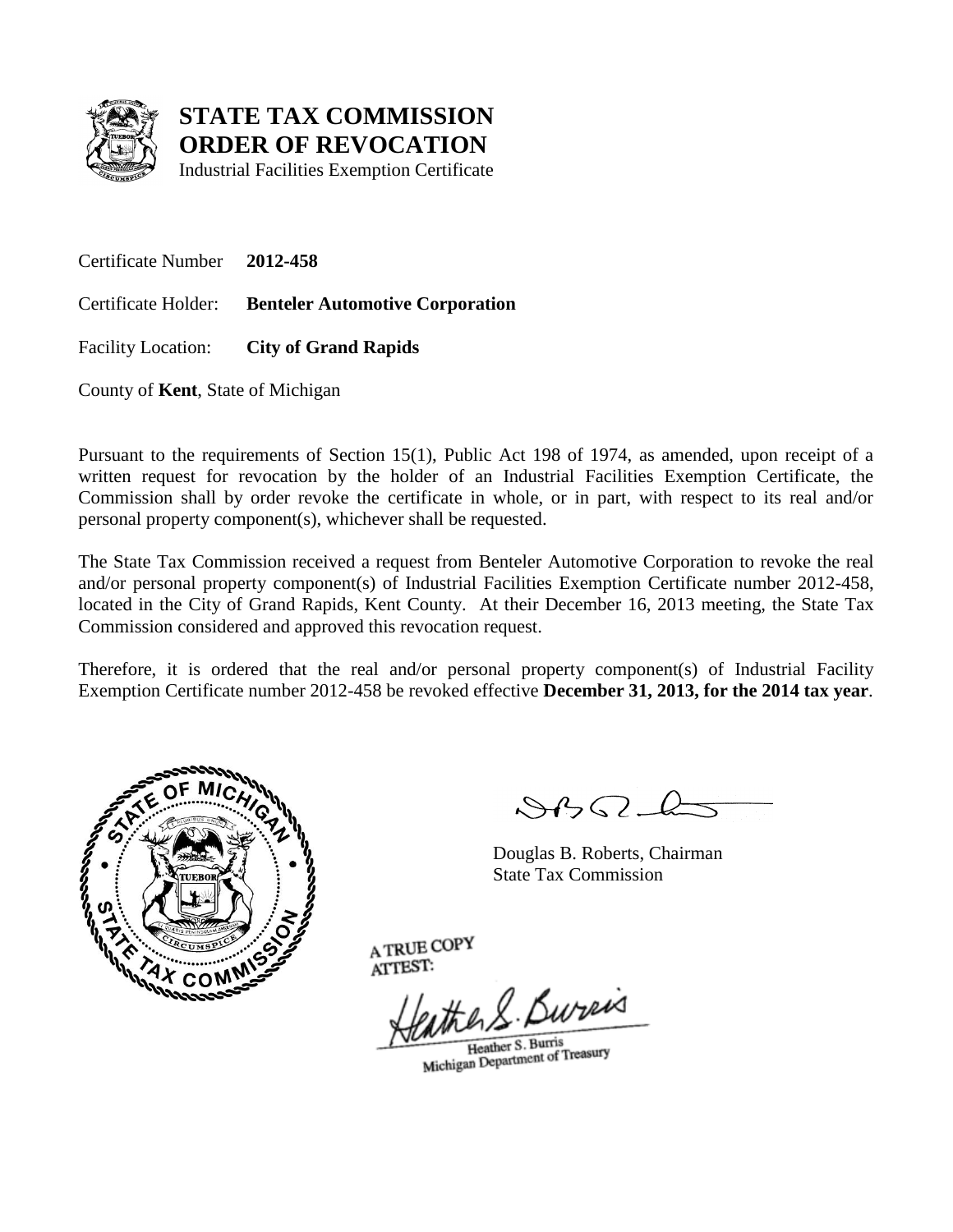# STATE TAX COMMISSION ORDER OF REVOCATION

Industrial Facilities Exemption Certificate

Certificate Number **2012-458**

Certificate Holder: **Benteler Automotive Corporation**

Facility Location: **City of Grand Rapids**

County of **Kent**, State of Michigan

Pursuant to the requirements of Section 15(1), Public Act 198 of 1974, as amended, upon receipt of a written request for revocation by the holder of an Industrial Facilities Exemption Certificate, the Commission shall by order revoke the certificate in whole, or in part, with respect to its real and/or personal property component(s), whichever shall be requested.

The State Tax Commission received a request from Benteler Automotive Corporation to revoke the real and/or personal property component(s) of Industrial Facilities Exemption Certificate number 2012-458, located in the City of Grand Rapids, Kent County. At their December 16, 2013 meeting, the State Tax Commission considered and approved this revocation request.

Therefore, it is ordered that the real and/or personal property component(s) of Industrial Facility Exemption Certificate number 2012-458 be revoked effective **December 31, 2013, for the 2014 tax year**.

Douglas B. Roberts, Chairman
State Tax Commission

A TRUE COPY
ATTEST:

Heather S. Burris
Michigan Department of Treasury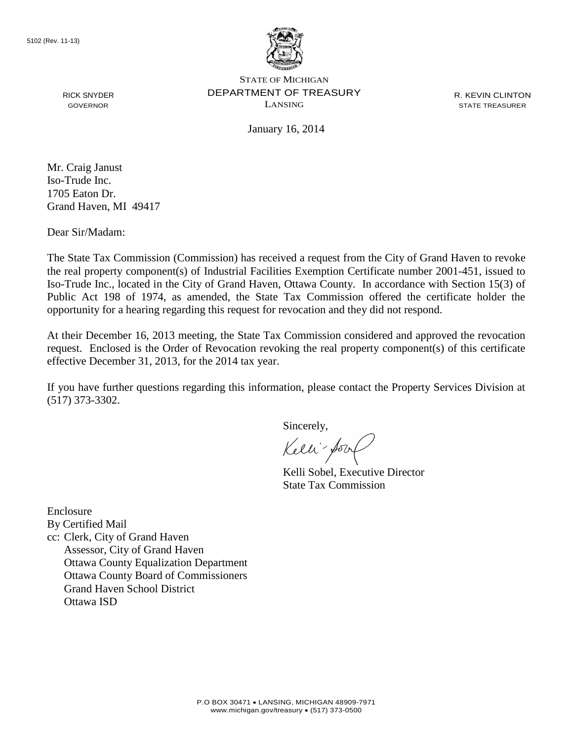5102 (Rev. 11-13)

STATE OF MICHIGAN
DEPARTMENT OF TREASURY
LANSING

RICK SNYDER
GOVERNOR

R. KEVIN CLINTON
STATE TREASURER

January 16, 2014

Mr. Craig Janust
Iso-Trude Inc.
1705 Eaton Dr.
Grand Haven, MI 49417

Dear Sir/Madam:

The State Tax Commission (Commission) has received a request from the City of Grand Haven to revoke the real property component(s) of Industrial Facilities Exemption Certificate number 2001-451, issued to Iso-Trude Inc., located in the City of Grand Haven, Ottawa County. In accordance with Section 15(3) of Public Act 198 of 1974, as amended, the State Tax Commission offered the certificate holder the opportunity for a hearing regarding this request for revocation and they did not respond.

At their December 16, 2013 meeting, the State Tax Commission considered and approved the revocation request. Enclosed is the Order of Revocation revoking the real property component(s) of this certificate effective December 31, 2013, for the 2014 tax year.

If you have further questions regarding this information, please contact the Property Services Division at (517) 373-3302.

Sincerely,

Kelli Sobel, Executive Director
State Tax Commission

Enclosure
By Certified Mail
cc: Clerk, City of Grand Haven
Assessor, City of Grand Haven
Ottawa County Equalization Department
Ottawa County Board of Commissioners
Grand Haven School District
Ottawa ISD

P.O BOX 30471 • LANSING, MICHIGAN 48909-7971
www.michigan.gov/treasury • (517) 373-0500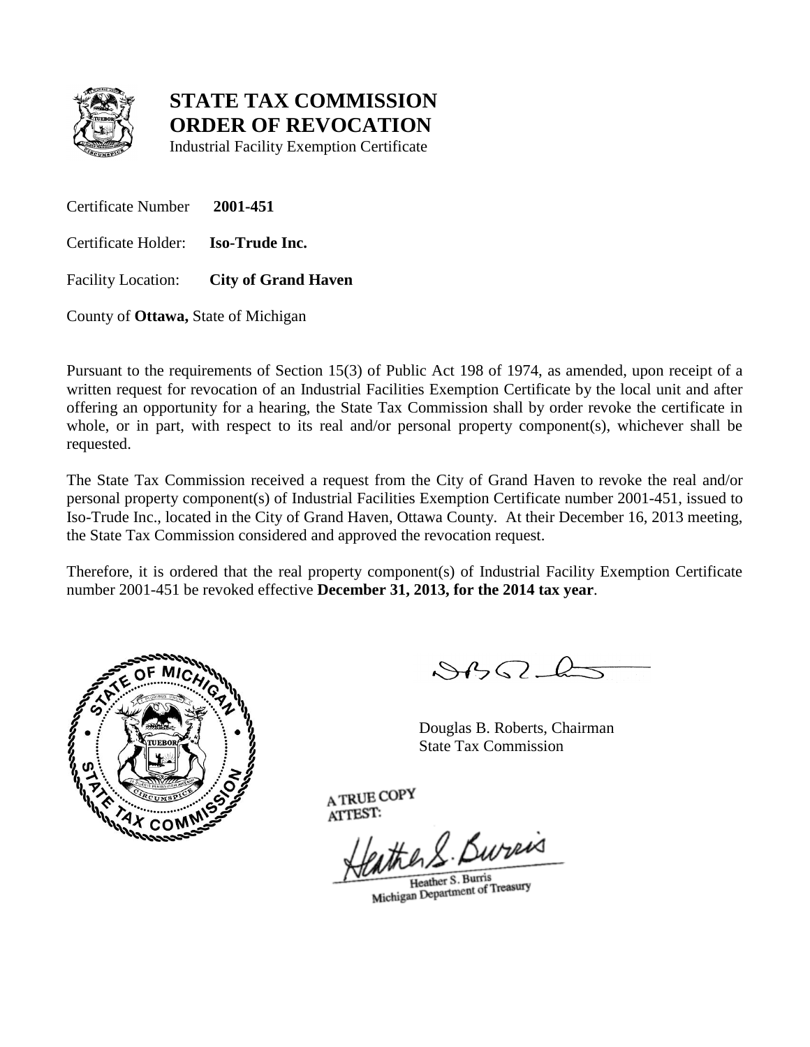# STATE TAX COMMISSION
# ORDER OF REVOCATION

Industrial Facility Exemption Certificate

Certificate Number **2001-451**

Certificate Holder: **Iso-Trude Inc.**

Facility Location: **City of Grand Haven**

County of **Ottawa,** State of Michigan

Pursuant to the requirements of Section 15(3) of Public Act 198 of 1974, as amended, upon receipt of a written request for revocation of an Industrial Facilities Exemption Certificate by the local unit and after offering an opportunity for a hearing, the State Tax Commission shall by order revoke the certificate in whole, or in part, with respect to its real and/or personal property component(s), whichever shall be requested.

The State Tax Commission received a request from the City of Grand Haven to revoke the real and/or personal property component(s) of Industrial Facilities Exemption Certificate number 2001-451, issued to Iso-Trude Inc., located in the City of Grand Haven, Ottawa County. At their December 16, 2013 meeting, the State Tax Commission considered and approved the revocation request.

Therefore, it is ordered that the real property component(s) of Industrial Facility Exemption Certificate number 2001-451 be revoked effective **December 31, 2013, for the 2014 tax year**.

Douglas B. Roberts, Chairman
State Tax Commission

A TRUE COPY
ATTEST:

Heather S. Burris
Michigan Department of Treasury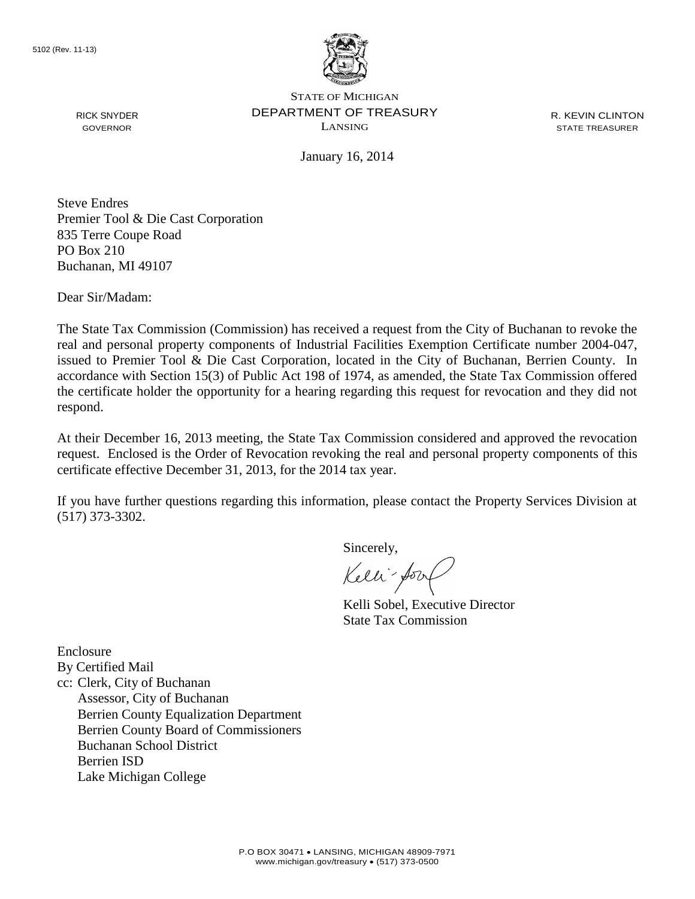5102 (Rev. 11-13)

STATE OF MICHIGAN
DEPARTMENT OF TREASURY
LANSING

RICK SNYDER
GOVERNOR

R. KEVIN CLINTON
STATE TREASURER

January 16, 2014

Steve Endres
Premier Tool & Die Cast Corporation
835 Terre Coupe Road
PO Box 210
Buchanan, MI 49107

Dear Sir/Madam:

The State Tax Commission (Commission) has received a request from the City of Buchanan to revoke the real and personal property components of Industrial Facilities Exemption Certificate number 2004-047, issued to Premier Tool & Die Cast Corporation, located in the City of Buchanan, Berrien County. In accordance with Section 15(3) of Public Act 198 of 1974, as amended, the State Tax Commission offered the certificate holder the opportunity for a hearing regarding this request for revocation and they did not respond.

At their December 16, 2013 meeting, the State Tax Commission considered and approved the revocation request. Enclosed is the Order of Revocation revoking the real and personal property components of this certificate effective December 31, 2013, for the 2014 tax year.

If you have further questions regarding this information, please contact the Property Services Division at (517) 373-3302.

Sincerely,

Kelli Sobel, Executive Director
State Tax Commission

Enclosure
By Certified Mail
cc: Clerk, City of Buchanan
Assessor, City of Buchanan
Berrien County Equalization Department
Berrien County Board of Commissioners
Buchanan School District
Berrien ISD
Lake Michigan College

P.O BOX 30471 • LANSING, MICHIGAN 48909-7971
www.michigan.gov/treasury • (517) 373-0500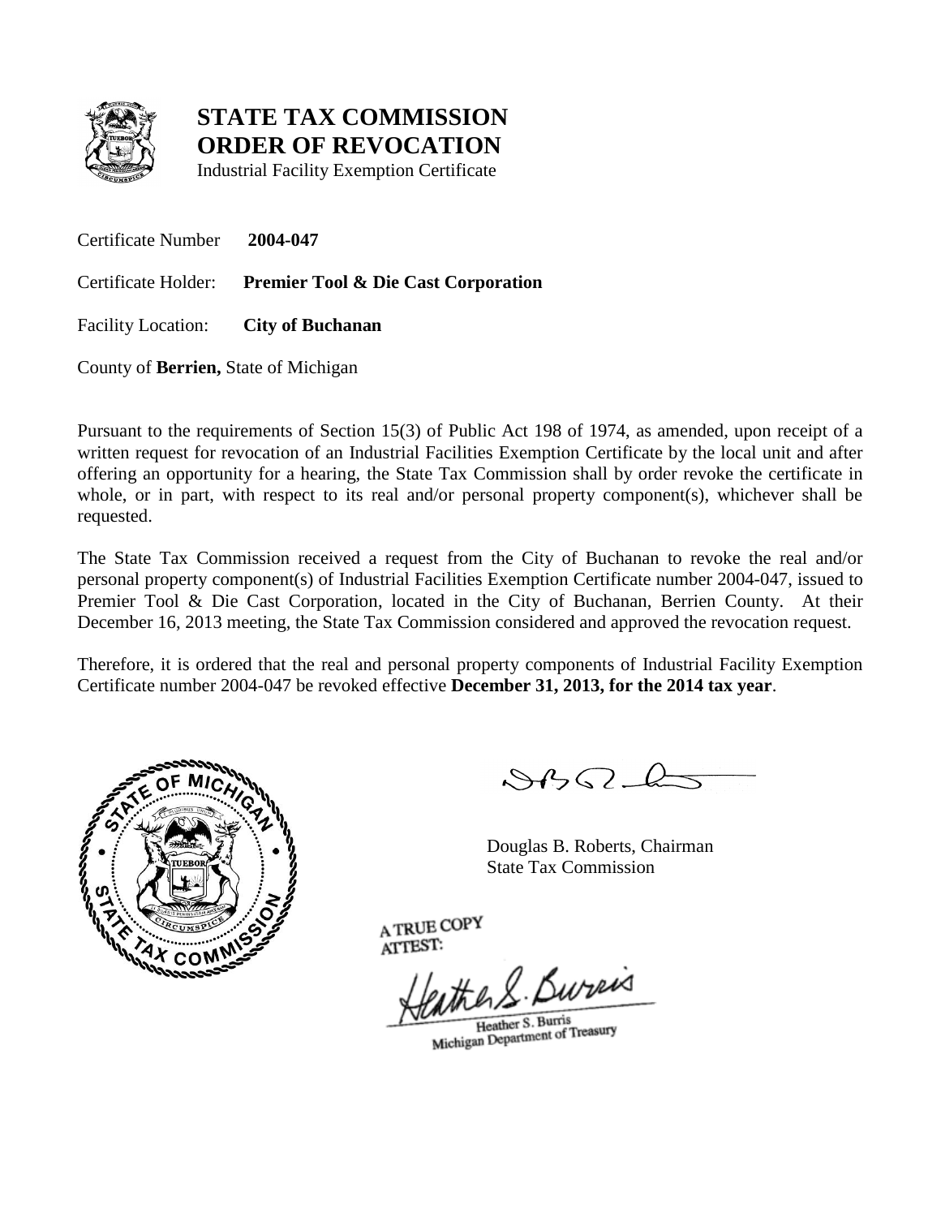# STATE TAX COMMISSION
# ORDER OF REVOCATION

Industrial Facility Exemption Certificate

Certificate Number **2004-047**

Certificate Holder: **Premier Tool & Die Cast Corporation**

Facility Location: **City of Buchanan**

County of **Berrien,** State of Michigan

Pursuant to the requirements of Section 15(3) of Public Act 198 of 1974, as amended, upon receipt of a written request for revocation of an Industrial Facilities Exemption Certificate by the local unit and after offering an opportunity for a hearing, the State Tax Commission shall by order revoke the certificate in whole, or in part, with respect to its real and/or personal property component(s), whichever shall be requested.

The State Tax Commission received a request from the City of Buchanan to revoke the real and/or personal property component(s) of Industrial Facilities Exemption Certificate number 2004-047, issued to Premier Tool & Die Cast Corporation, located in the City of Buchanan, Berrien County. At their December 16, 2013 meeting, the State Tax Commission considered and approved the revocation request.

Therefore, it is ordered that the real and personal property components of Industrial Facility Exemption Certificate number 2004-047 be revoked effective **December 31, 2013, for the 2014 tax year**.

Douglas B. Roberts, Chairman
State Tax Commission

A TRUE COPY
ATTEST:

Heather S. Burris
Michigan Department of Treasury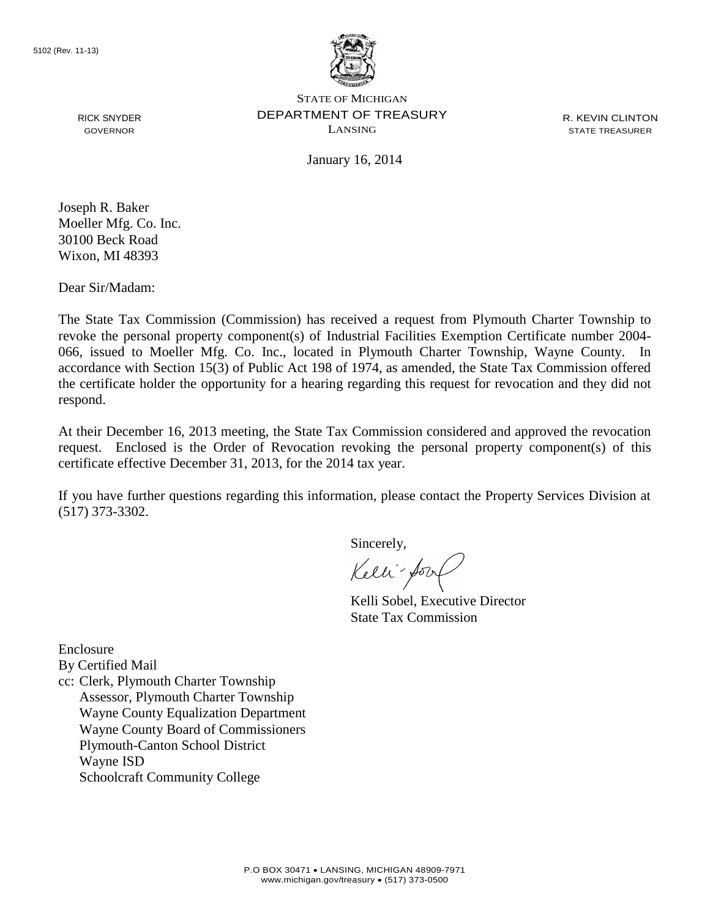5102 (Rev. 11-13)

RICK SNYDER
GOVERNOR

STATE OF MICHIGAN
DEPARTMENT OF TREASURY
LANSING

R. KEVIN CLINTON
STATE TREASURER

January 16, 2014

Joseph R. Baker
Moeller Mfg. Co. Inc.
30100 Beck Road
Wixon, MI 48393

Dear Sir/Madam:

The State Tax Commission (Commission) has received a request from Plymouth Charter Township to revoke the personal property component(s) of Industrial Facilities Exemption Certificate number 2004-066, issued to Moeller Mfg. Co. Inc., located in Plymouth Charter Township, Wayne County. In accordance with Section 15(3) of Public Act 198 of 1974, as amended, the State Tax Commission offered the certificate holder the opportunity for a hearing regarding this request for revocation and they did not respond.

At their December 16, 2013 meeting, the State Tax Commission considered and approved the revocation request. Enclosed is the Order of Revocation revoking the personal property component(s) of this certificate effective December 31, 2013, for the 2014 tax year.

If you have further questions regarding this information, please contact the Property Services Division at (517) 373-3302.

Sincerely,

Kelli Sobel, Executive Director
State Tax Commission

Enclosure
By Certified Mail
cc: Clerk, Plymouth Charter Township
Assessor, Plymouth Charter Township
Wayne County Equalization Department
Wayne County Board of Commissioners
Plymouth-Canton School District
Wayne ISD
Schoolcraft Community College

P.O BOX 30471 • LANSING, MICHIGAN 48909-7971
www.michigan.gov/treasury • (517) 373-0500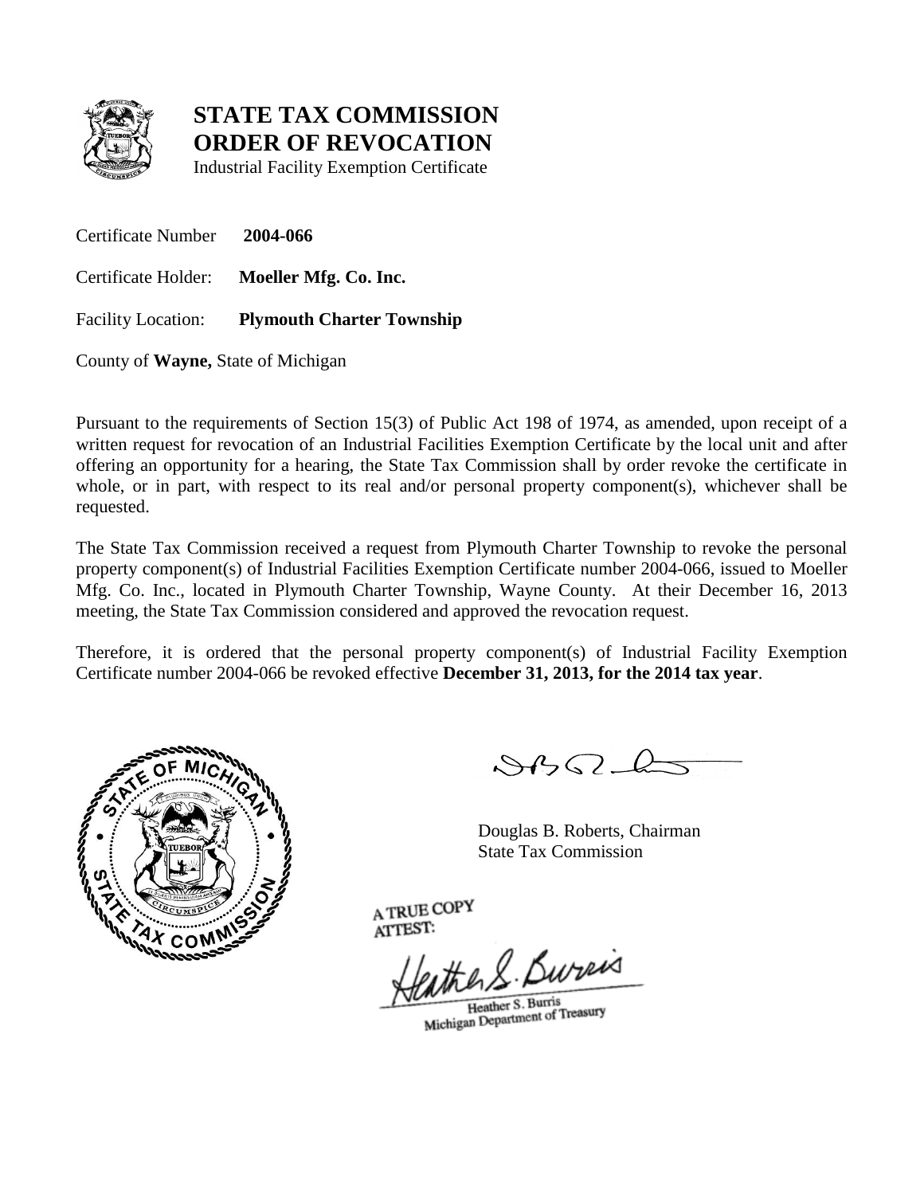# STATE TAX COMMISSION
# ORDER OF REVOCATION

Industrial Facility Exemption Certificate

Certificate Number **2004-066**

Certificate Holder: **Moeller Mfg. Co. Inc.**

Facility Location: **Plymouth Charter Township**

County of **Wayne,** State of Michigan

Pursuant to the requirements of Section 15(3) of Public Act 198 of 1974, as amended, upon receipt of a written request for revocation of an Industrial Facilities Exemption Certificate by the local unit and after offering an opportunity for a hearing, the State Tax Commission shall by order revoke the certificate in whole, or in part, with respect to its real and/or personal property component(s), whichever shall be requested.

The State Tax Commission received a request from Plymouth Charter Township to revoke the personal property component(s) of Industrial Facilities Exemption Certificate number 2004-066, issued to Moeller Mfg. Co. Inc., located in Plymouth Charter Township, Wayne County. At their December 16, 2013 meeting, the State Tax Commission considered and approved the revocation request.

Therefore, it is ordered that the personal property component(s) of Industrial Facility Exemption Certificate number 2004-066 be revoked effective **December 31, 2013, for the 2014 tax year**.

Douglas B. Roberts, Chairman
State Tax Commission

A TRUE COPY
ATTEST:

Heather S. Burris
Michigan Department of Treasury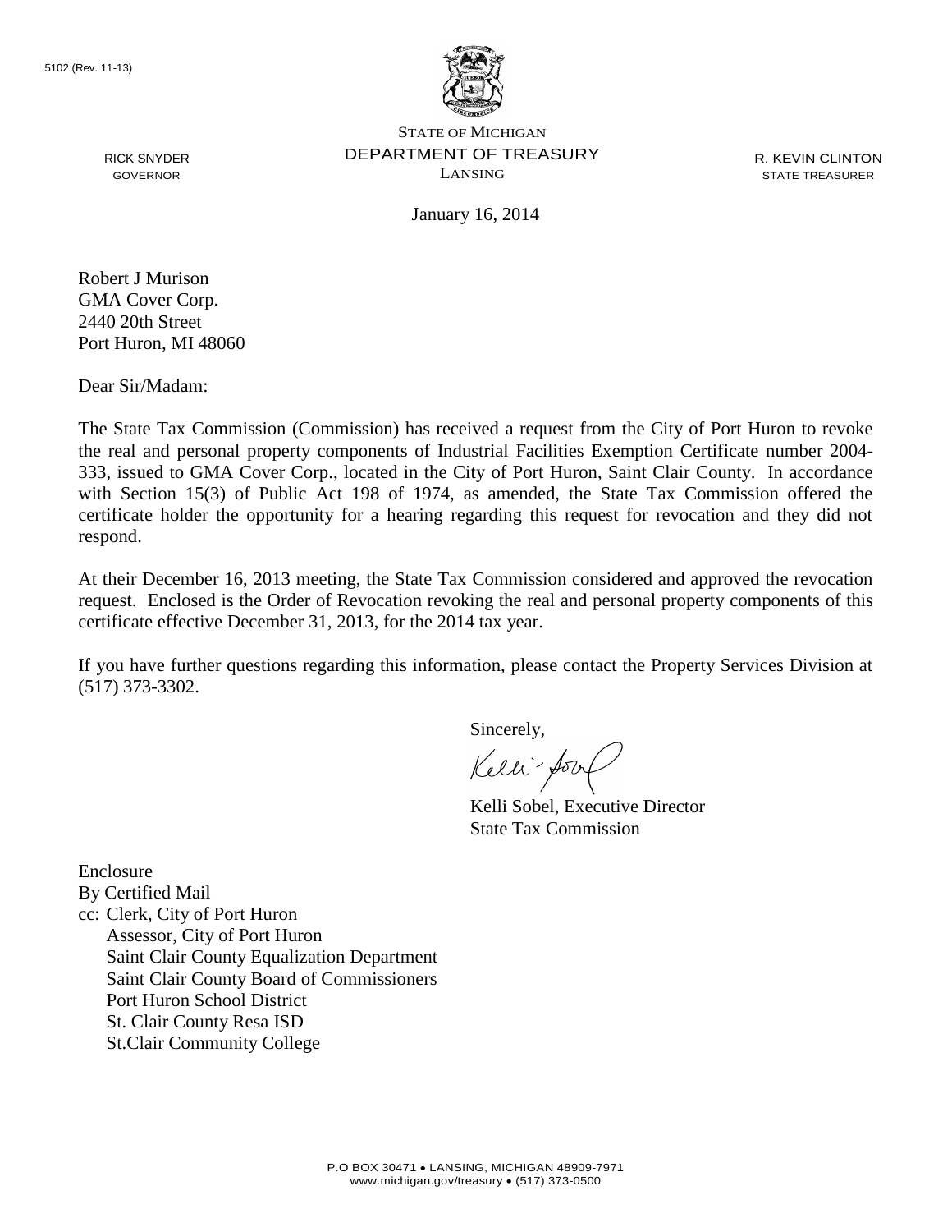5102 (Rev. 11-13)

STATE OF MICHIGAN
DEPARTMENT OF TREASURY
LANSING

RICK SNYDER
GOVERNOR

R. KEVIN CLINTON
STATE TREASURER

January 16, 2014

Robert J Murison
GMA Cover Corp.
2440 20th Street
Port Huron, MI 48060

Dear Sir/Madam:

The State Tax Commission (Commission) has received a request from the City of Port Huron to revoke the real and personal property components of Industrial Facilities Exemption Certificate number 2004-333, issued to GMA Cover Corp., located in the City of Port Huron, Saint Clair County. In accordance with Section 15(3) of Public Act 198 of 1974, as amended, the State Tax Commission offered the certificate holder the opportunity for a hearing regarding this request for revocation and they did not respond.

At their December 16, 2013 meeting, the State Tax Commission considered and approved the revocation request. Enclosed is the Order of Revocation revoking the real and personal property components of this certificate effective December 31, 2013, for the 2014 tax year.

If you have further questions regarding this information, please contact the Property Services Division at (517) 373-3302.

Sincerely,

Kelli Sobel, Executive Director
State Tax Commission

Enclosure
By Certified Mail
cc: Clerk, City of Port Huron
Assessor, City of Port Huron
Saint Clair County Equalization Department
Saint Clair County Board of Commissioners
Port Huron School District
St. Clair County Resa ISD
St.Clair Community College

P.O BOX 30471 • LANSING, MICHIGAN 48909-7971
www.michigan.gov/treasury • (517) 373-0500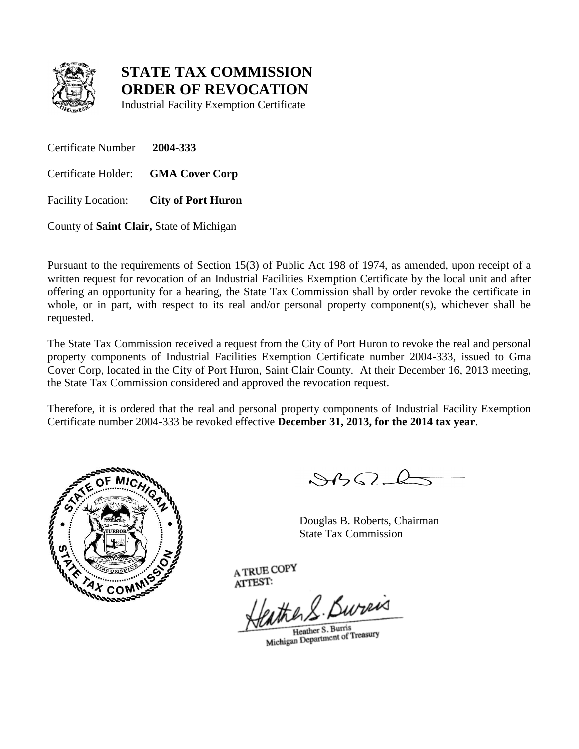# STATE TAX COMMISSION ORDER OF REVOCATION

Industrial Facility Exemption Certificate

Certificate Number **2004-333**

Certificate Holder: **GMA Cover Corp**

Facility Location: **City of Port Huron**

County of **Saint Clair,** State of Michigan

Pursuant to the requirements of Section 15(3) of Public Act 198 of 1974, as amended, upon receipt of a written request for revocation of an Industrial Facilities Exemption Certificate by the local unit and after offering an opportunity for a hearing, the State Tax Commission shall by order revoke the certificate in whole, or in part, with respect to its real and/or personal property component(s), whichever shall be requested.

The State Tax Commission received a request from the City of Port Huron to revoke the real and personal property components of Industrial Facilities Exemption Certificate number 2004-333, issued to Gma Cover Corp, located in the City of Port Huron, Saint Clair County. At their December 16, 2013 meeting, the State Tax Commission considered and approved the revocation request.

Therefore, it is ordered that the real and personal property components of Industrial Facility Exemption Certificate number 2004-333 be revoked effective **December 31, 2013, for the 2014 tax year**.

Douglas B. Roberts, Chairman
State Tax Commission

A TRUE COPY
ATTEST:

Heather S. Burris
Michigan Department of Treasury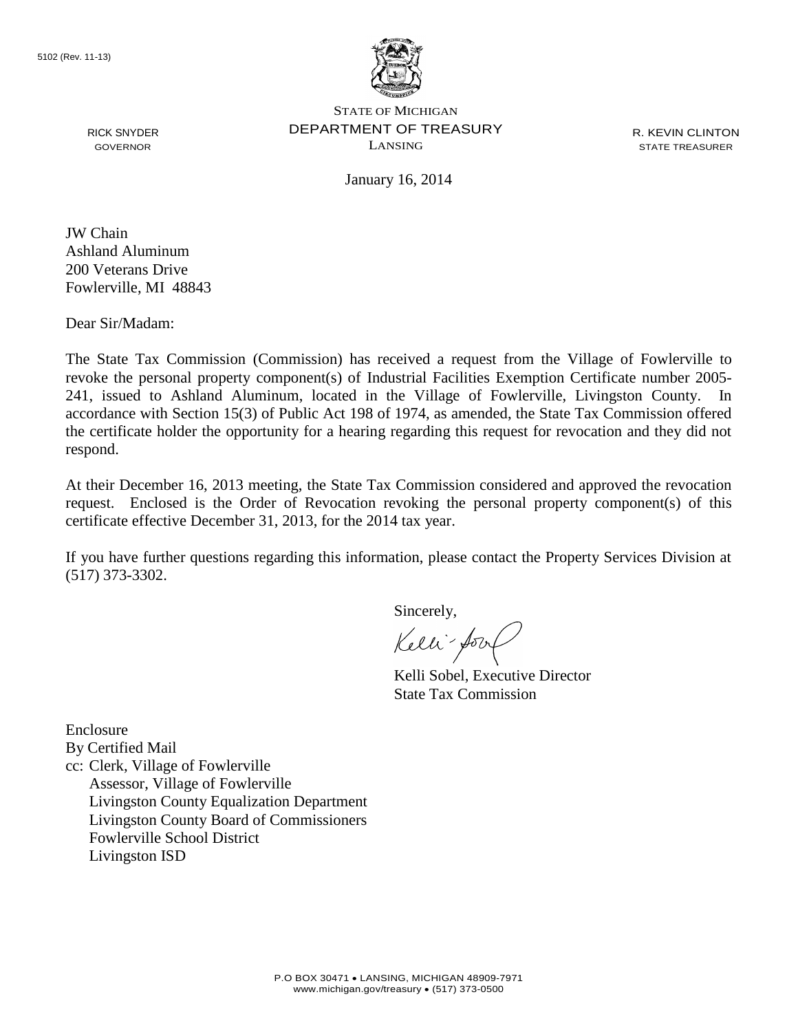5102 (Rev. 11-13)

STATE OF MICHIGAN
DEPARTMENT OF TREASURY
LANSING

RICK SNYDER
GOVERNOR

R. KEVIN CLINTON
STATE TREASURER

January 16, 2014

JW Chain
Ashland Aluminum
200 Veterans Drive
Fowlerville, MI 48843

Dear Sir/Madam:

The State Tax Commission (Commission) has received a request from the Village of Fowlerville to revoke the personal property component(s) of Industrial Facilities Exemption Certificate number 2005-241, issued to Ashland Aluminum, located in the Village of Fowlerville, Livingston County. In accordance with Section 15(3) of Public Act 198 of 1974, as amended, the State Tax Commission offered the certificate holder the opportunity for a hearing regarding this request for revocation and they did not respond.

At their December 16, 2013 meeting, the State Tax Commission considered and approved the revocation request. Enclosed is the Order of Revocation revoking the personal property component(s) of this certificate effective December 31, 2013, for the 2014 tax year.

If you have further questions regarding this information, please contact the Property Services Division at (517) 373-3302.

Sincerely,

Kelli Sobel, Executive Director
State Tax Commission

Enclosure
By Certified Mail
cc: Clerk, Village of Fowlerville
Assessor, Village of Fowlerville
Livingston County Equalization Department
Livingston County Board of Commissioners
Fowlerville School District
Livingston ISD

P.O BOX 30471 • LANSING, MICHIGAN 48909-7971
www.michigan.gov/treasury • (517) 373-0500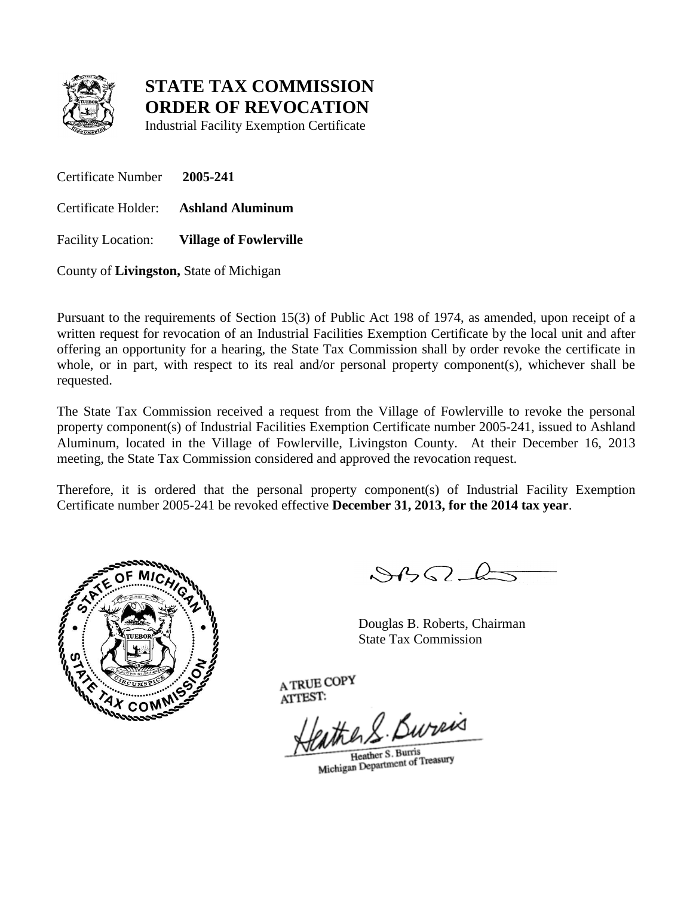# STATE TAX COMMISSION
# ORDER OF REVOCATION

Industrial Facility Exemption Certificate

Certificate Number **2005-241**

Certificate Holder: **Ashland Aluminum**

Facility Location: **Village of Fowlerville**

County of **Livingston,** State of Michigan

Pursuant to the requirements of Section 15(3) of Public Act 198 of 1974, as amended, upon receipt of a written request for revocation of an Industrial Facilities Exemption Certificate by the local unit and after offering an opportunity for a hearing, the State Tax Commission shall by order revoke the certificate in whole, or in part, with respect to its real and/or personal property component(s), whichever shall be requested.

The State Tax Commission received a request from the Village of Fowlerville to revoke the personal property component(s) of Industrial Facilities Exemption Certificate number 2005-241, issued to Ashland Aluminum, located in the Village of Fowlerville, Livingston County. At their December 16, 2013 meeting, the State Tax Commission considered and approved the revocation request.

Therefore, it is ordered that the personal property component(s) of Industrial Facility Exemption Certificate number 2005-241 be revoked effective **December 31, 2013, for the 2014 tax year**.

Douglas B. Roberts, Chairman
State Tax Commission

A TRUE COPY
ATTEST:

Heather S. Burris
Michigan Department of Treasury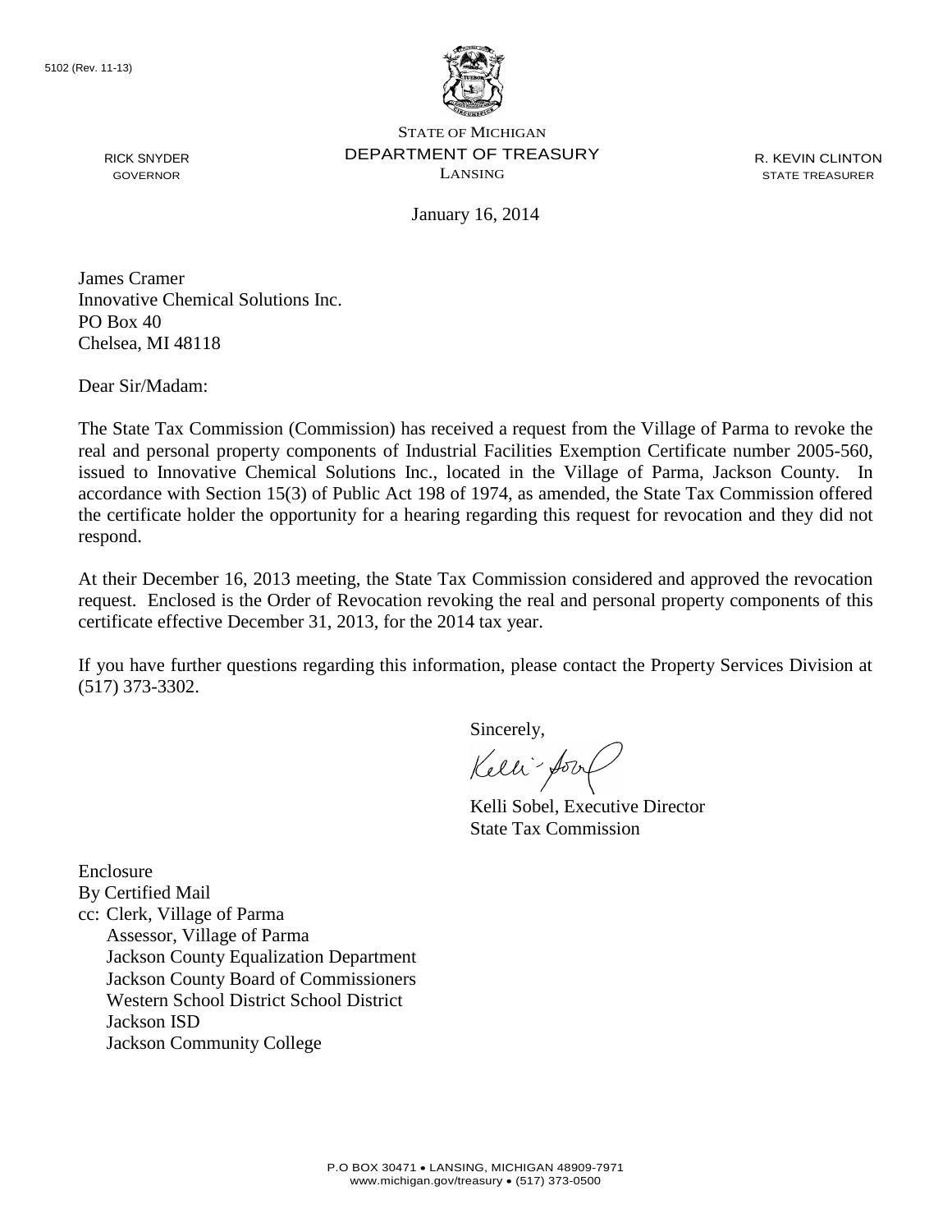5102 (Rev. 11-13)

STATE OF MICHIGAN
DEPARTMENT OF TREASURY
LANSING

RICK SNYDER
GOVERNOR

R. KEVIN CLINTON
STATE TREASURER

January 16, 2014

James Cramer
Innovative Chemical Solutions Inc.
PO Box 40
Chelsea, MI 48118

Dear Sir/Madam:

The State Tax Commission (Commission) has received a request from the Village of Parma to revoke the real and personal property components of Industrial Facilities Exemption Certificate number 2005-560, issued to Innovative Chemical Solutions Inc., located in the Village of Parma, Jackson County. In accordance with Section 15(3) of Public Act 198 of 1974, as amended, the State Tax Commission offered the certificate holder the opportunity for a hearing regarding this request for revocation and they did not respond.

At their December 16, 2013 meeting, the State Tax Commission considered and approved the revocation request. Enclosed is the Order of Revocation revoking the real and personal property components of this certificate effective December 31, 2013, for the 2014 tax year.

If you have further questions regarding this information, please contact the Property Services Division at (517) 373-3302.

Sincerely,

Kelli Sobel, Executive Director
State Tax Commission

Enclosure
By Certified Mail
cc: Clerk, Village of Parma
Assessor, Village of Parma
Jackson County Equalization Department
Jackson County Board of Commissioners
Western School District School District
Jackson ISD
Jackson Community College

P.O BOX 30471 • LANSING, MICHIGAN 48909-7971
www.michigan.gov/treasury • (517) 373-0500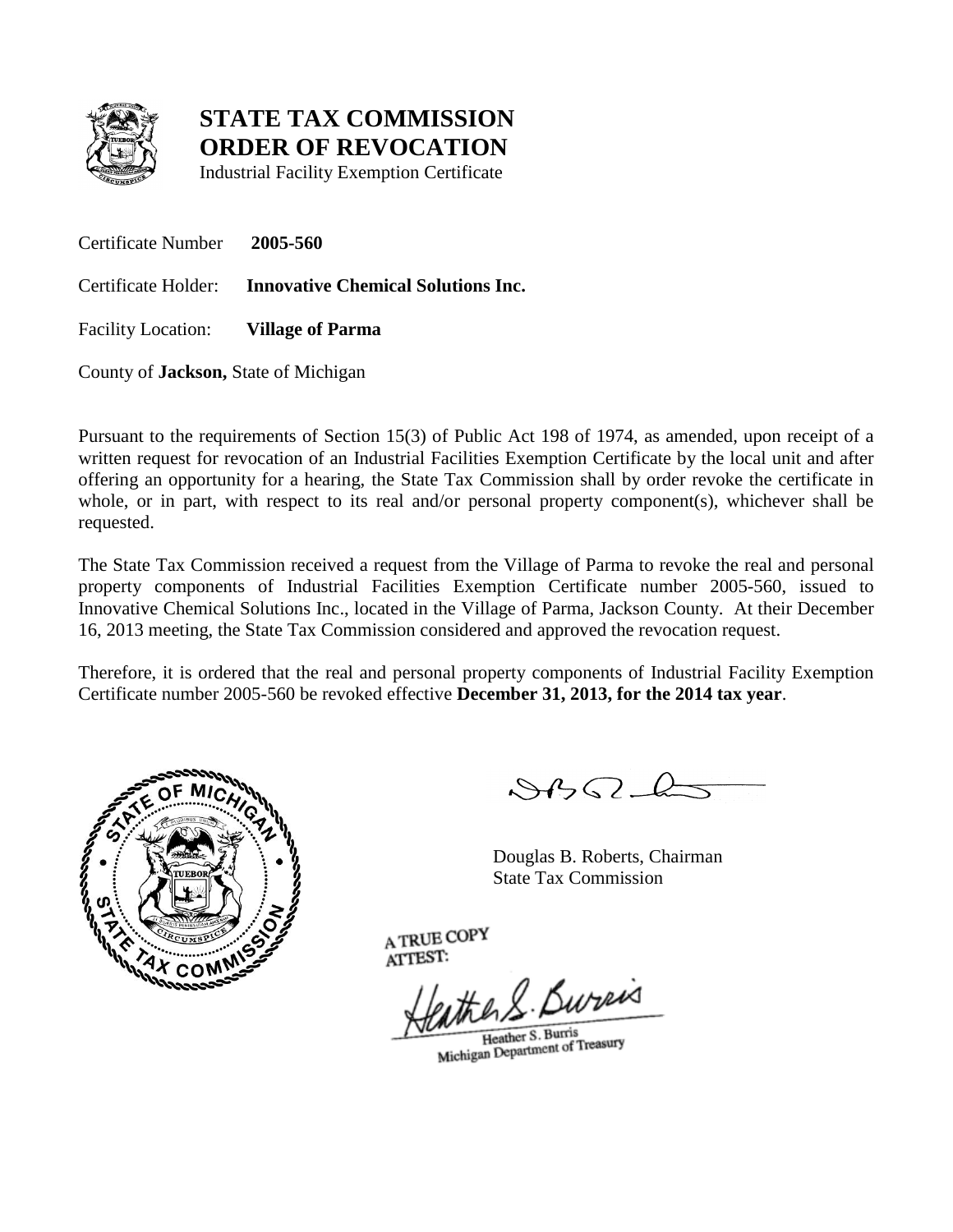# STATE TAX COMMISSION
# ORDER OF REVOCATION

Industrial Facility Exemption Certificate

Certificate Number **2005-560**

Certificate Holder: **Innovative Chemical Solutions Inc.**

Facility Location: **Village of Parma**

County of **Jackson,** State of Michigan

Pursuant to the requirements of Section 15(3) of Public Act 198 of 1974, as amended, upon receipt of a written request for revocation of an Industrial Facilities Exemption Certificate by the local unit and after offering an opportunity for a hearing, the State Tax Commission shall by order revoke the certificate in whole, or in part, with respect to its real and/or personal property component(s), whichever shall be requested.

The State Tax Commission received a request from the Village of Parma to revoke the real and personal property components of Industrial Facilities Exemption Certificate number 2005-560, issued to Innovative Chemical Solutions Inc., located in the Village of Parma, Jackson County. At their December 16, 2013 meeting, the State Tax Commission considered and approved the revocation request.

Therefore, it is ordered that the real and personal property components of Industrial Facility Exemption Certificate number 2005-560 be revoked effective **December 31, 2013, for the 2014 tax year**.

Douglas B. Roberts, Chairman
State Tax Commission

A TRUE COPY
ATTEST:

Heather S. Burris
Michigan Department of Treasury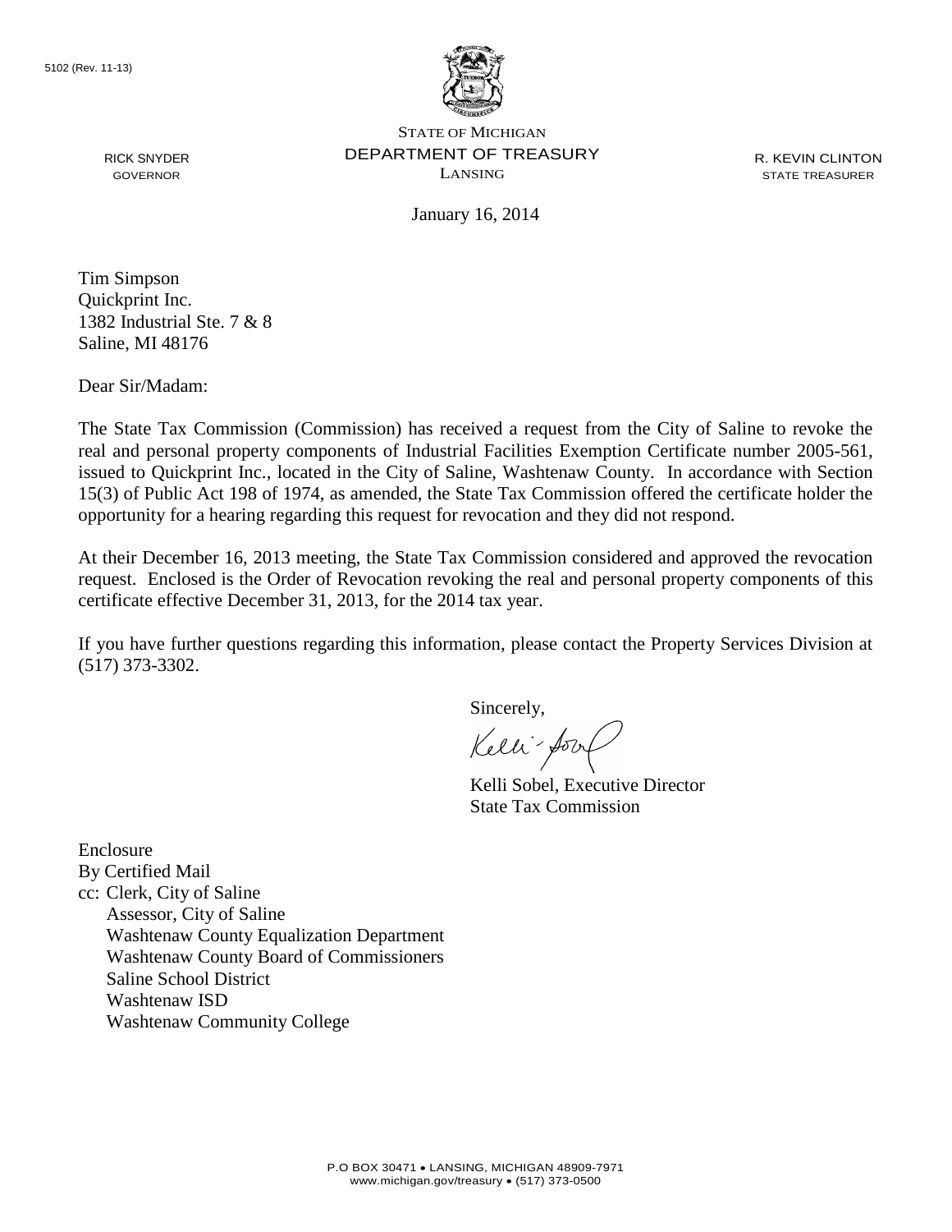5102 (Rev. 11-13)

STATE OF MICHIGAN
DEPARTMENT OF TREASURY
LANSING

RICK SNYDER
GOVERNOR

R. KEVIN CLINTON
STATE TREASURER

January 16, 2014

Tim Simpson
Quickprint Inc.
1382 Industrial Ste. 7 & 8
Saline, MI 48176

Dear Sir/Madam:

The State Tax Commission (Commission) has received a request from the City of Saline to revoke the real and personal property components of Industrial Facilities Exemption Certificate number 2005-561, issued to Quickprint Inc., located in the City of Saline, Washtenaw County. In accordance with Section 15(3) of Public Act 198 of 1974, as amended, the State Tax Commission offered the certificate holder the opportunity for a hearing regarding this request for revocation and they did not respond.

At their December 16, 2013 meeting, the State Tax Commission considered and approved the revocation request. Enclosed is the Order of Revocation revoking the real and personal property components of this certificate effective December 31, 2013, for the 2014 tax year.

If you have further questions regarding this information, please contact the Property Services Division at (517) 373-3302.

Sincerely,

Kelli Sobel, Executive Director
State Tax Commission

Enclosure
By Certified Mail
cc: Clerk, City of Saline
Assessor, City of Saline
Washtenaw County Equalization Department
Washtenaw County Board of Commissioners
Saline School District
Washtenaw ISD
Washtenaw Community College

P.O BOX 30471 • LANSING, MICHIGAN 48909-7971
www.michigan.gov/treasury • (517) 373-0500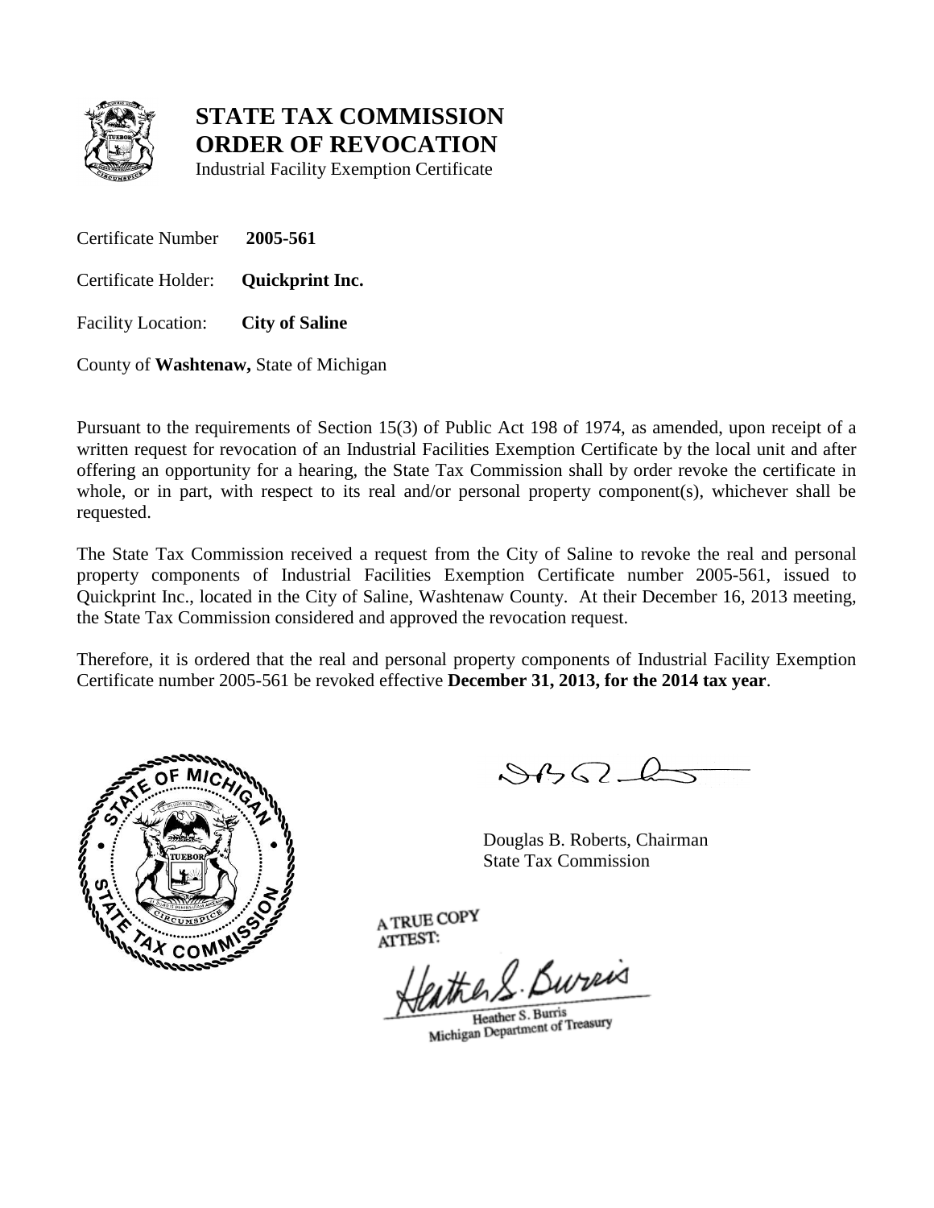# STATE TAX COMMISSION
# ORDER OF REVOCATION

Industrial Facility Exemption Certificate

Certificate Number **2005-561**

Certificate Holder: **Quickprint Inc.**

Facility Location: **City of Saline**

County of **Washtenaw,** State of Michigan

Pursuant to the requirements of Section 15(3) of Public Act 198 of 1974, as amended, upon receipt of a written request for revocation of an Industrial Facilities Exemption Certificate by the local unit and after offering an opportunity for a hearing, the State Tax Commission shall by order revoke the certificate in whole, or in part, with respect to its real and/or personal property component(s), whichever shall be requested.

The State Tax Commission received a request from the City of Saline to revoke the real and personal property components of Industrial Facilities Exemption Certificate number 2005-561, issued to Quickprint Inc., located in the City of Saline, Washtenaw County. At their December 16, 2013 meeting, the State Tax Commission considered and approved the revocation request.

Therefore, it is ordered that the real and personal property components of Industrial Facility Exemption Certificate number 2005-561 be revoked effective **December 31, 2013, for the 2014 tax year**.

Douglas B. Roberts, Chairman
State Tax Commission

A TRUE COPY
ATTEST:

Heather S. Burris
Michigan Department of Treasury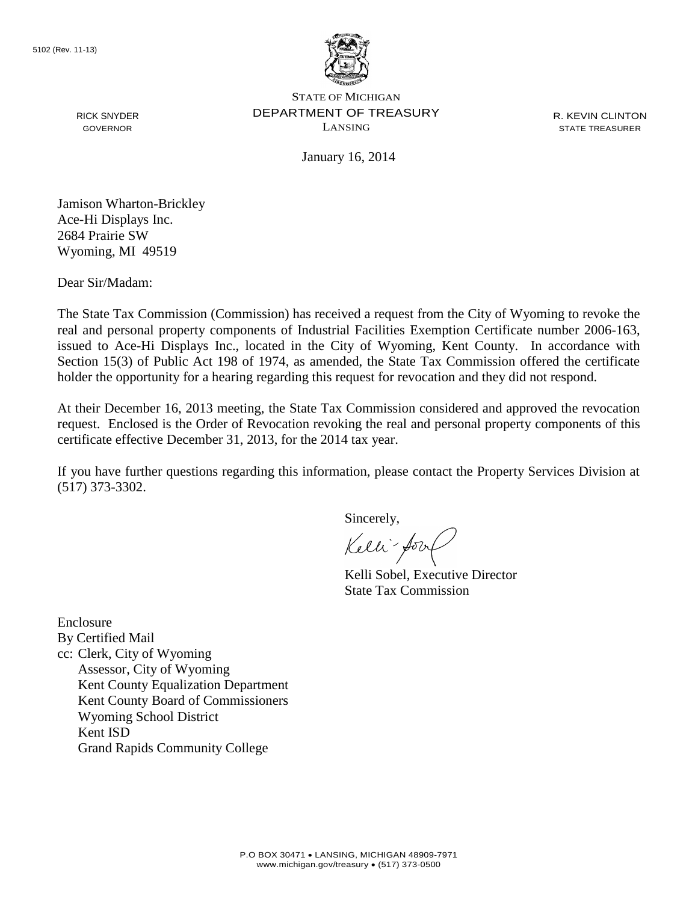5102 (Rev. 11-13)

STATE OF MICHIGAN
DEPARTMENT OF TREASURY
LANSING

RICK SNYDER
GOVERNOR

R. KEVIN CLINTON
STATE TREASURER

January 16, 2014

Jamison Wharton-Brickley
Ace-Hi Displays Inc.
2684 Prairie SW
Wyoming, MI 49519

Dear Sir/Madam:

The State Tax Commission (Commission) has received a request from the City of Wyoming to revoke the real and personal property components of Industrial Facilities Exemption Certificate number 2006-163, issued to Ace-Hi Displays Inc., located in the City of Wyoming, Kent County. In accordance with Section 15(3) of Public Act 198 of 1974, as amended, the State Tax Commission offered the certificate holder the opportunity for a hearing regarding this request for revocation and they did not respond.

At their December 16, 2013 meeting, the State Tax Commission considered and approved the revocation request. Enclosed is the Order of Revocation revoking the real and personal property components of this certificate effective December 31, 2013, for the 2014 tax year.

If you have further questions regarding this information, please contact the Property Services Division at (517) 373-3302.

Sincerely,

Kelli Sobel, Executive Director
State Tax Commission

Enclosure
By Certified Mail
cc: Clerk, City of Wyoming
Assessor, City of Wyoming
Kent County Equalization Department
Kent County Board of Commissioners
Wyoming School District
Kent ISD
Grand Rapids Community College

P.O BOX 30471 • LANSING, MICHIGAN 48909-7971
www.michigan.gov/treasury • (517) 373-0500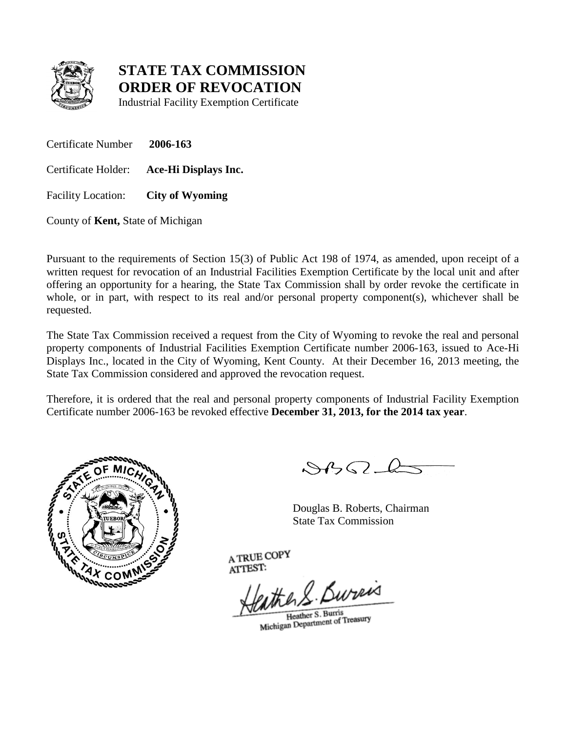# STATE TAX COMMISSION
# ORDER OF REVOCATION

Industrial Facility Exemption Certificate

Certificate Number **2006-163**

Certificate Holder: **Ace-Hi Displays Inc.**

Facility Location: **City of Wyoming**

County of **Kent,** State of Michigan

Pursuant to the requirements of Section 15(3) of Public Act 198 of 1974, as amended, upon receipt of a written request for revocation of an Industrial Facilities Exemption Certificate by the local unit and after offering an opportunity for a hearing, the State Tax Commission shall by order revoke the certificate in whole, or in part, with respect to its real and/or personal property component(s), whichever shall be requested.

The State Tax Commission received a request from the City of Wyoming to revoke the real and personal property components of Industrial Facilities Exemption Certificate number 2006-163, issued to Ace-Hi Displays Inc., located in the City of Wyoming, Kent County. At their December 16, 2013 meeting, the State Tax Commission considered and approved the revocation request.

Therefore, it is ordered that the real and personal property components of Industrial Facility Exemption Certificate number 2006-163 be revoked effective **December 31, 2013, for the 2014 tax year**.

Douglas B. Roberts, Chairman
State Tax Commission

A TRUE COPY
ATTEST:

Heather S. Burris
Michigan Department of Treasury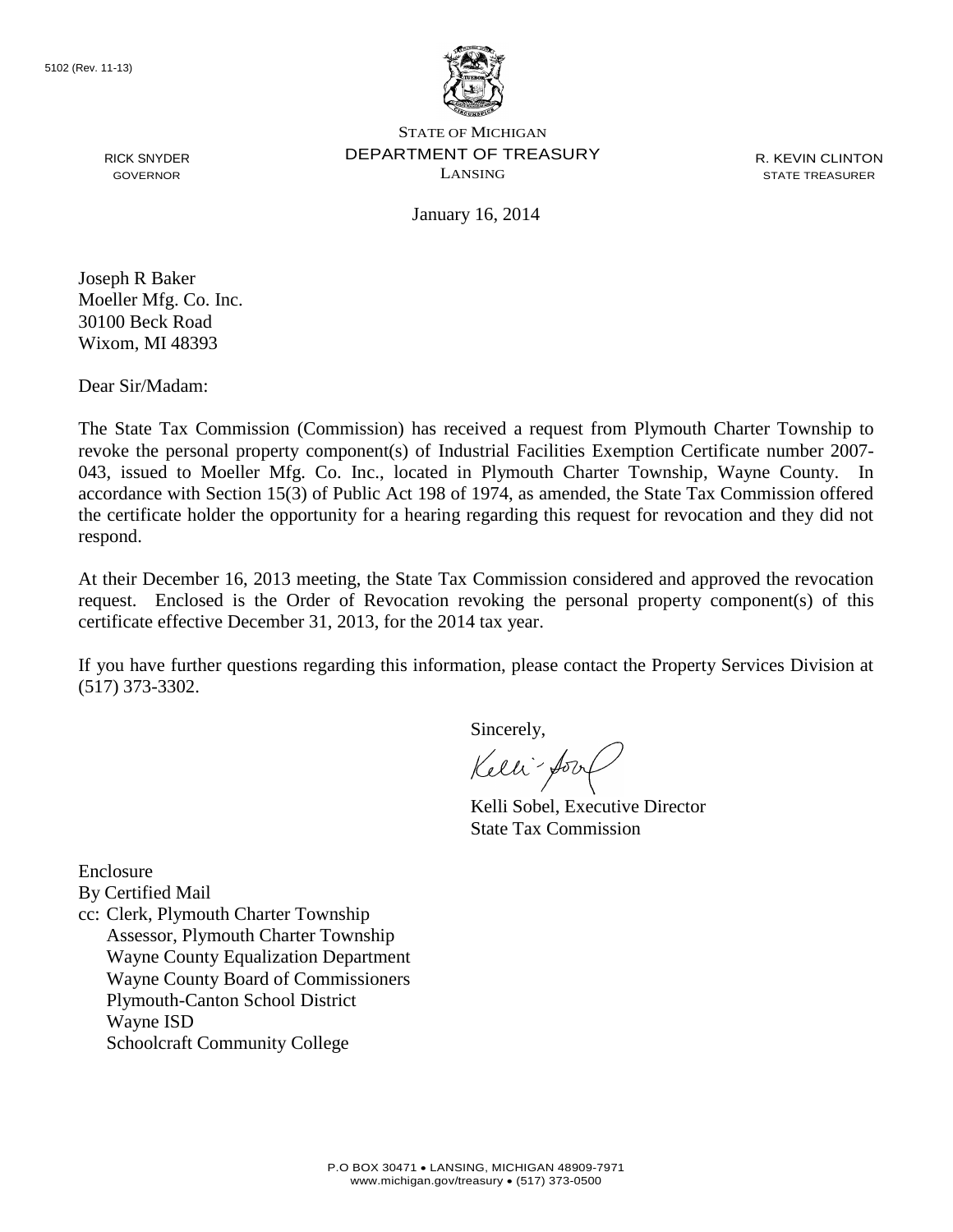5102 (Rev. 11-13)

STATE OF MICHIGAN
DEPARTMENT OF TREASURY
LANSING

RICK SNYDER
GOVERNOR

R. KEVIN CLINTON
STATE TREASURER

January 16, 2014

Joseph R Baker
Moeller Mfg. Co. Inc.
30100 Beck Road
Wixom, MI 48393

Dear Sir/Madam:

The State Tax Commission (Commission) has received a request from Plymouth Charter Township to revoke the personal property component(s) of Industrial Facilities Exemption Certificate number 2007-043, issued to Moeller Mfg. Co. Inc., located in Plymouth Charter Township, Wayne County. In accordance with Section 15(3) of Public Act 198 of 1974, as amended, the State Tax Commission offered the certificate holder the opportunity for a hearing regarding this request for revocation and they did not respond.

At their December 16, 2013 meeting, the State Tax Commission considered and approved the revocation request. Enclosed is the Order of Revocation revoking the personal property component(s) of this certificate effective December 31, 2013, for the 2014 tax year.

If you have further questions regarding this information, please contact the Property Services Division at (517) 373-3302.

Sincerely,

Kelli Sobel, Executive Director
State Tax Commission

Enclosure
By Certified Mail
cc: Clerk, Plymouth Charter Township
Assessor, Plymouth Charter Township
Wayne County Equalization Department
Wayne County Board of Commissioners
Plymouth-Canton School District
Wayne ISD
Schoolcraft Community College

P.O BOX 30471 • LANSING, MICHIGAN 48909-7971
www.michigan.gov/treasury • (517) 373-0500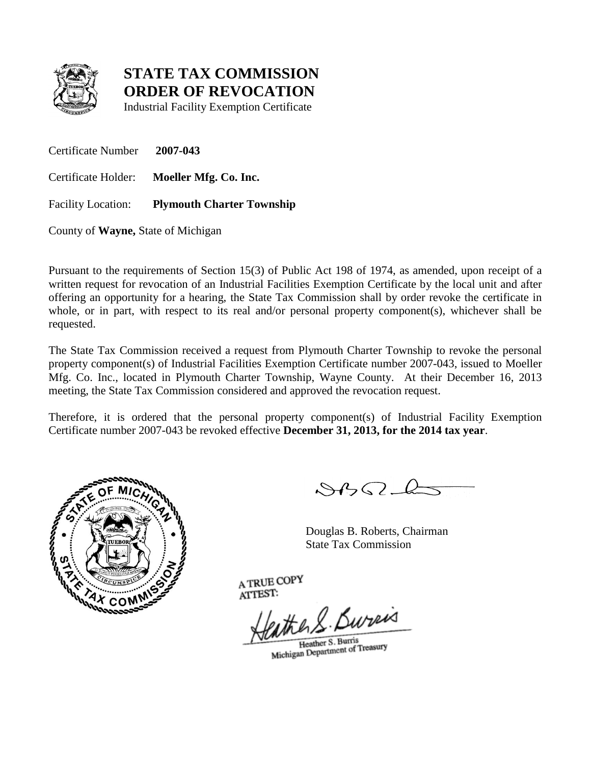# STATE TAX COMMISSION
# ORDER OF REVOCATION

Industrial Facility Exemption Certificate

Certificate Number **2007-043**

Certificate Holder: **Moeller Mfg. Co. Inc.**

Facility Location: **Plymouth Charter Township**

County of **Wayne,** State of Michigan

Pursuant to the requirements of Section 15(3) of Public Act 198 of 1974, as amended, upon receipt of a written request for revocation of an Industrial Facilities Exemption Certificate by the local unit and after offering an opportunity for a hearing, the State Tax Commission shall by order revoke the certificate in whole, or in part, with respect to its real and/or personal property component(s), whichever shall be requested.

The State Tax Commission received a request from Plymouth Charter Township to revoke the personal property component(s) of Industrial Facilities Exemption Certificate number 2007-043, issued to Moeller Mfg. Co. Inc., located in Plymouth Charter Township, Wayne County. At their December 16, 2013 meeting, the State Tax Commission considered and approved the revocation request.

Therefore, it is ordered that the personal property component(s) of Industrial Facility Exemption Certificate number 2007-043 be revoked effective **December 31, 2013, for the 2014 tax year**.

Douglas B. Roberts, Chairman
State Tax Commission

A TRUE COPY
ATTEST:

Heather S. Burris
Michigan Department of Treasury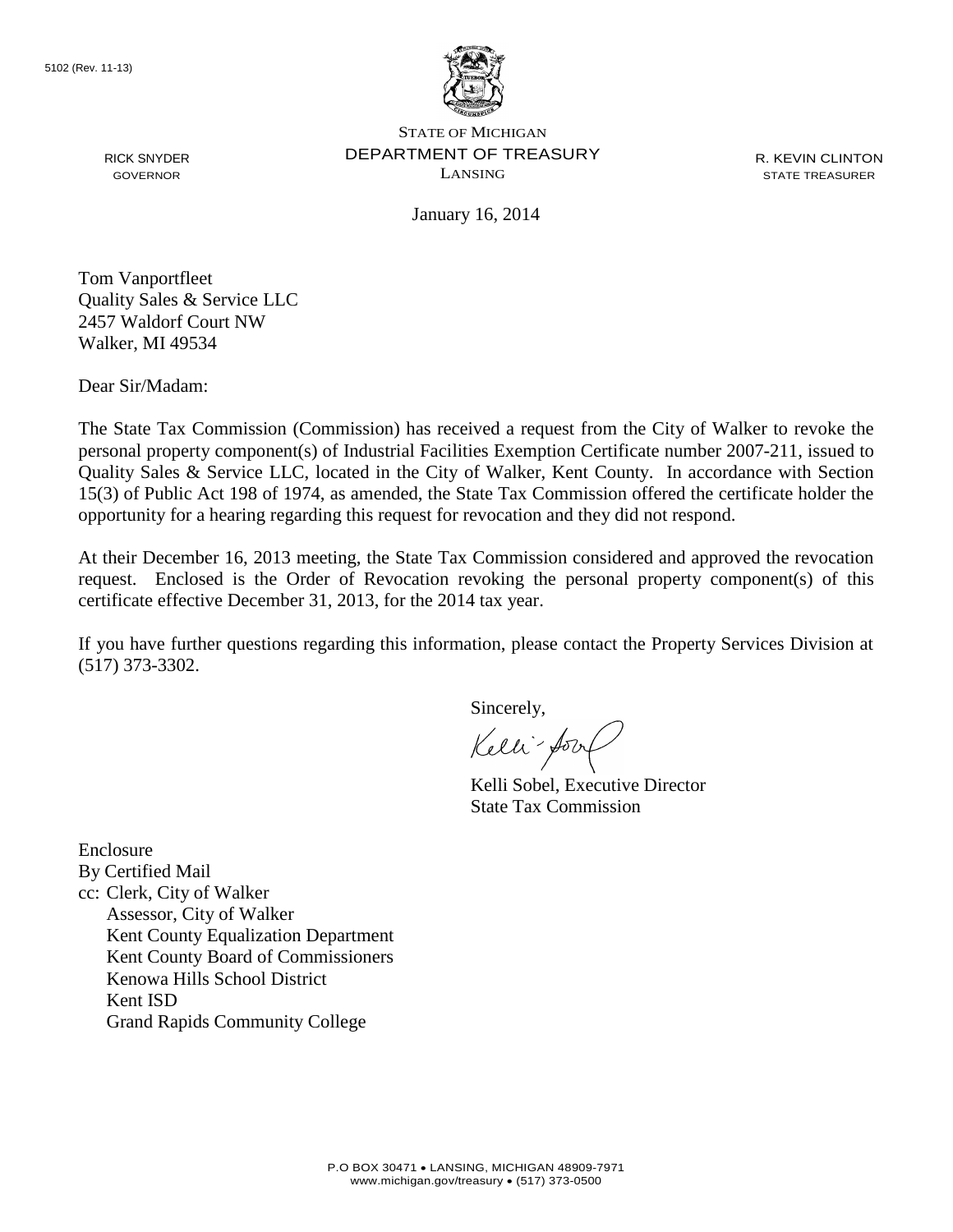5102 (Rev. 11-13)

STATE OF MICHIGAN
DEPARTMENT OF TREASURY
LANSING

RICK SNYDER
GOVERNOR

R. KEVIN CLINTON
STATE TREASURER

January 16, 2014

Tom Vanportfleet
Quality Sales & Service LLC
2457 Waldorf Court NW
Walker, MI 49534

Dear Sir/Madam:

The State Tax Commission (Commission) has received a request from the City of Walker to revoke the personal property component(s) of Industrial Facilities Exemption Certificate number 2007-211, issued to Quality Sales & Service LLC, located in the City of Walker, Kent County. In accordance with Section 15(3) of Public Act 198 of 1974, as amended, the State Tax Commission offered the certificate holder the opportunity for a hearing regarding this request for revocation and they did not respond.

At their December 16, 2013 meeting, the State Tax Commission considered and approved the revocation request. Enclosed is the Order of Revocation revoking the personal property component(s) of this certificate effective December 31, 2013, for the 2014 tax year.

If you have further questions regarding this information, please contact the Property Services Division at (517) 373-3302.

Sincerely,

Kelli Sobel, Executive Director
State Tax Commission

Enclosure
By Certified Mail
cc: Clerk, City of Walker
Assessor, City of Walker
Kent County Equalization Department
Kent County Board of Commissioners
Kenowa Hills School District
Kent ISD
Grand Rapids Community College

P.O BOX 30471 • LANSING, MICHIGAN 48909-7971
www.michigan.gov/treasury • (517) 373-0500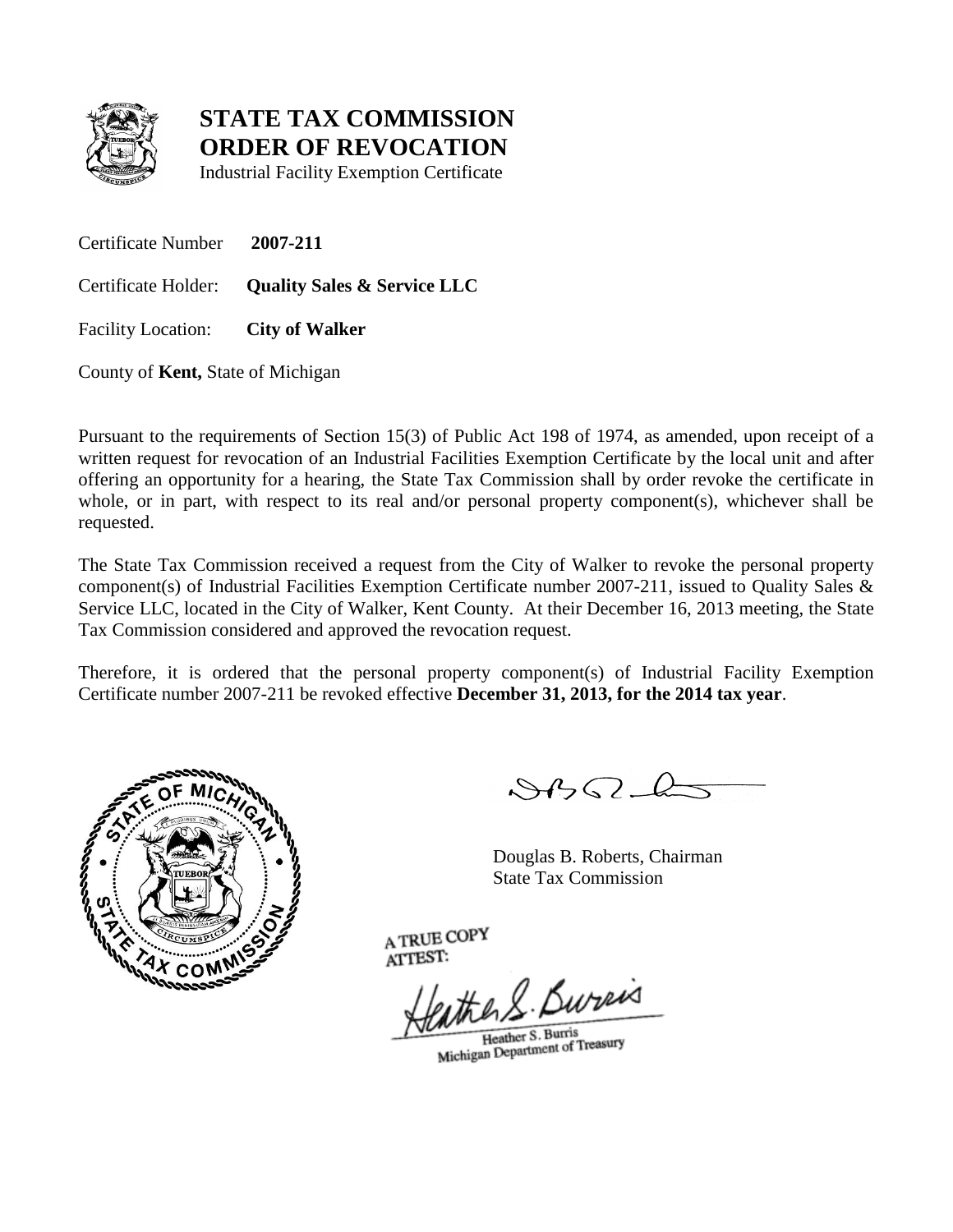# STATE TAX COMMISSION
# ORDER OF REVOCATION

Industrial Facility Exemption Certificate

Certificate Number **2007-211**

Certificate Holder: **Quality Sales & Service LLC**

Facility Location: **City of Walker**

County of **Kent,** State of Michigan

Pursuant to the requirements of Section 15(3) of Public Act 198 of 1974, as amended, upon receipt of a written request for revocation of an Industrial Facilities Exemption Certificate by the local unit and after offering an opportunity for a hearing, the State Tax Commission shall by order revoke the certificate in whole, or in part, with respect to its real and/or personal property component(s), whichever shall be requested.

The State Tax Commission received a request from the City of Walker to revoke the personal property component(s) of Industrial Facilities Exemption Certificate number 2007-211, issued to Quality Sales & Service LLC, located in the City of Walker, Kent County. At their December 16, 2013 meeting, the State Tax Commission considered and approved the revocation request.

Therefore, it is ordered that the personal property component(s) of Industrial Facility Exemption Certificate number 2007-211 be revoked effective **December 31, 2013, for the 2014 tax year**.

Douglas B. Roberts, Chairman
State Tax Commission

A TRUE COPY
ATTEST:

Heather S. Burris
Michigan Department of Treasury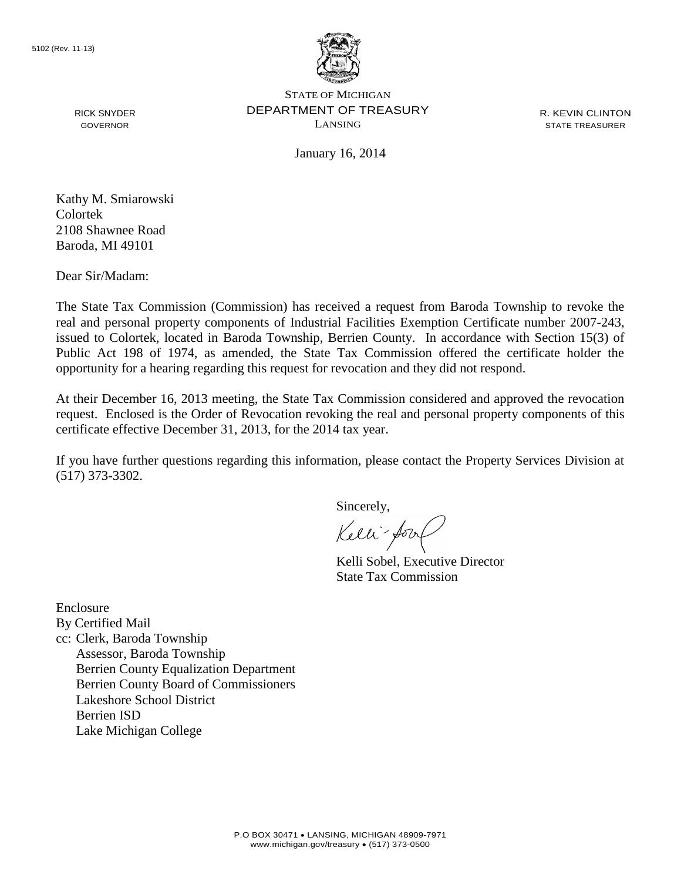5102 (Rev. 11-13)

STATE OF MICHIGAN
DEPARTMENT OF TREASURY
LANSING

RICK SNYDER
GOVERNOR

R. KEVIN CLINTON
STATE TREASURER

January 16, 2014

Kathy M. Smiarowski
Colortek
2108 Shawnee Road
Baroda, MI 49101

Dear Sir/Madam:

The State Tax Commission (Commission) has received a request from Baroda Township to revoke the real and personal property components of Industrial Facilities Exemption Certificate number 2007-243, issued to Colortek, located in Baroda Township, Berrien County. In accordance with Section 15(3) of Public Act 198 of 1974, as amended, the State Tax Commission offered the certificate holder the opportunity for a hearing regarding this request for revocation and they did not respond.

At their December 16, 2013 meeting, the State Tax Commission considered and approved the revocation request. Enclosed is the Order of Revocation revoking the real and personal property components of this certificate effective December 31, 2013, for the 2014 tax year.

If you have further questions regarding this information, please contact the Property Services Division at (517) 373-3302.

Sincerely,

Kelli Sobel, Executive Director
State Tax Commission

Enclosure
By Certified Mail
cc: Clerk, Baroda Township
Assessor, Baroda Township
Berrien County Equalization Department
Berrien County Board of Commissioners
Lakeshore School District
Berrien ISD
Lake Michigan College

P.O BOX 30471 • LANSING, MICHIGAN 48909-7971
www.michigan.gov/treasury • (517) 373-0500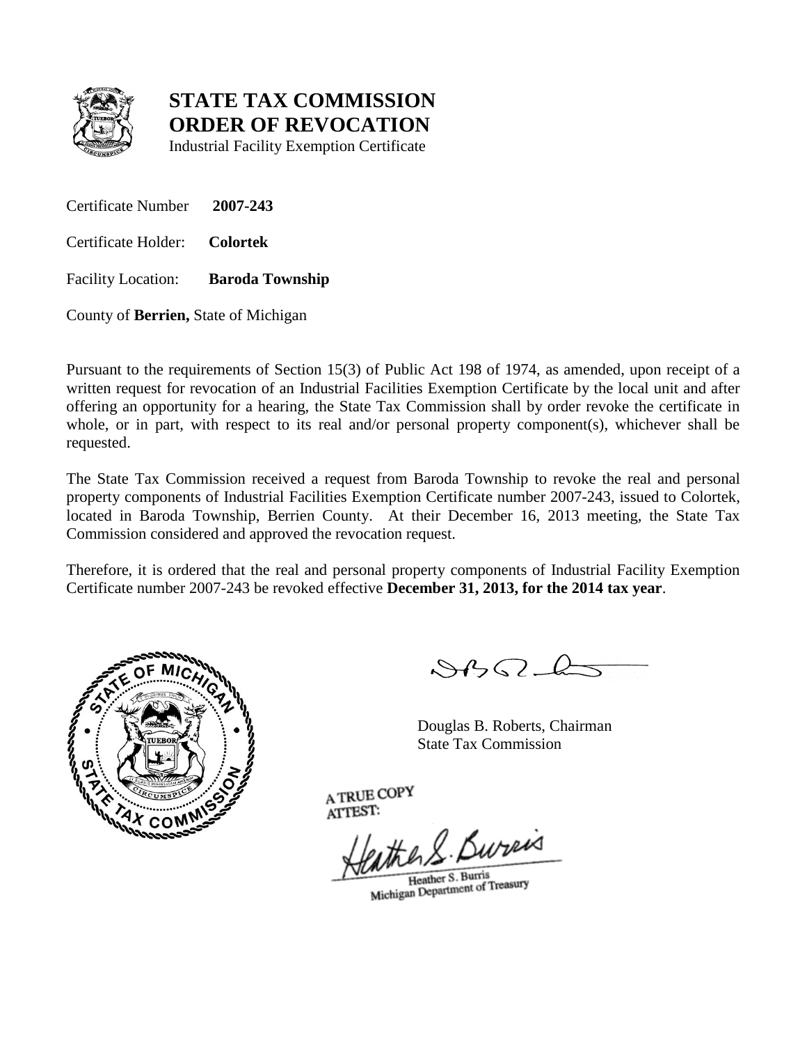# STATE TAX COMMISSION ORDER OF REVOCATION

Industrial Facility Exemption Certificate

Certificate Number **2007-243**

Certificate Holder: **Colortek**

Facility Location: **Baroda Township**

County of **Berrien,** State of Michigan

Pursuant to the requirements of Section 15(3) of Public Act 198 of 1974, as amended, upon receipt of a written request for revocation of an Industrial Facilities Exemption Certificate by the local unit and after offering an opportunity for a hearing, the State Tax Commission shall by order revoke the certificate in whole, or in part, with respect to its real and/or personal property component(s), whichever shall be requested.

The State Tax Commission received a request from Baroda Township to revoke the real and personal property components of Industrial Facilities Exemption Certificate number 2007-243, issued to Colortek, located in Baroda Township, Berrien County. At their December 16, 2013 meeting, the State Tax Commission considered and approved the revocation request.

Therefore, it is ordered that the real and personal property components of Industrial Facility Exemption Certificate number 2007-243 be revoked effective **December 31, 2013, for the 2014 tax year**.

Douglas B. Roberts, Chairman
State Tax Commission

A TRUE COPY
ATTEST:

Heather S. Burris
Michigan Department of Treasury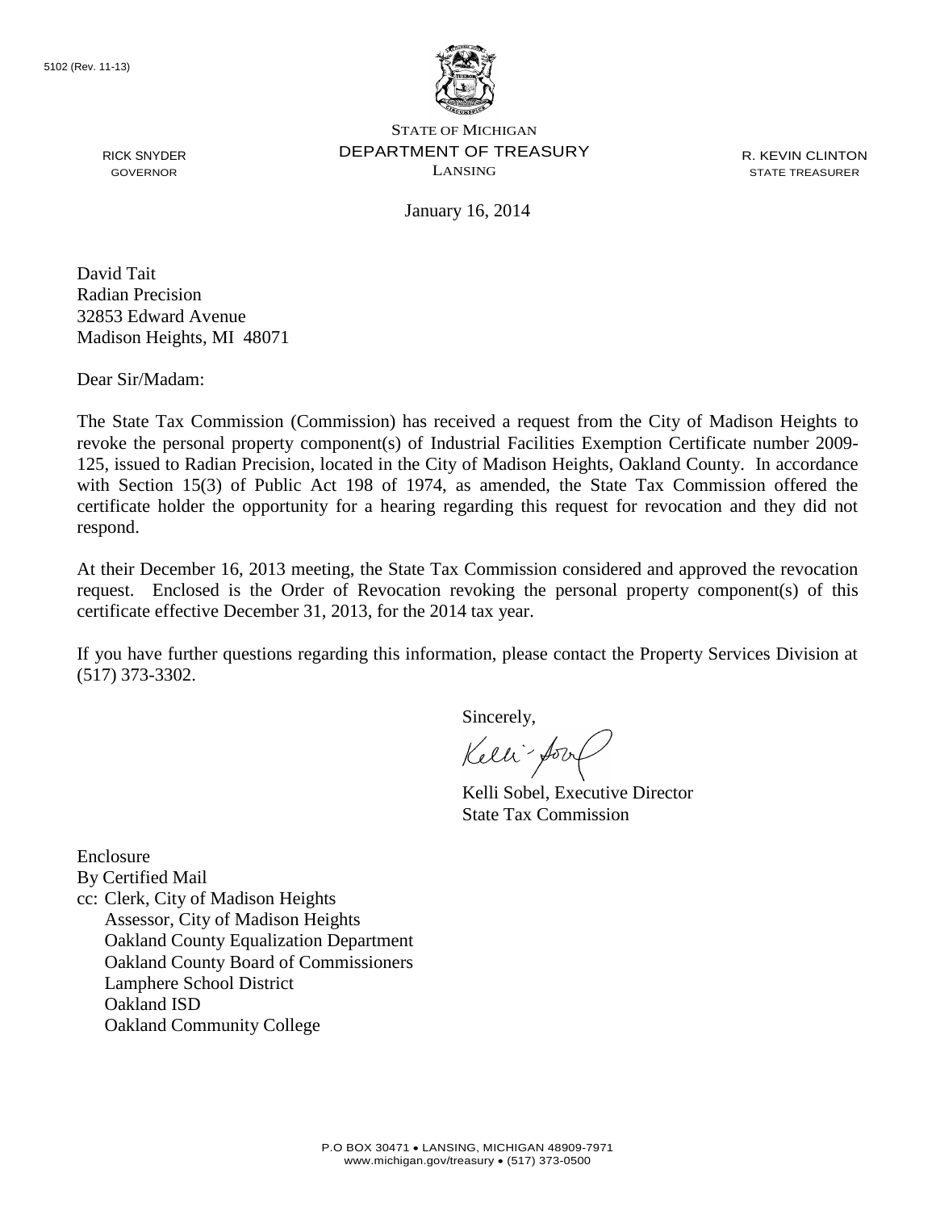5102 (Rev. 11-13)

STATE OF MICHIGAN
DEPARTMENT OF TREASURY
LANSING

RICK SNYDER
GOVERNOR

R. KEVIN CLINTON
STATE TREASURER

January 16, 2014

David Tait
Radian Precision
32853 Edward Avenue
Madison Heights, MI 48071

Dear Sir/Madam:

The State Tax Commission (Commission) has received a request from the City of Madison Heights to revoke the personal property component(s) of Industrial Facilities Exemption Certificate number 2009-125, issued to Radian Precision, located in the City of Madison Heights, Oakland County. In accordance with Section 15(3) of Public Act 198 of 1974, as amended, the State Tax Commission offered the certificate holder the opportunity for a hearing regarding this request for revocation and they did not respond.

At their December 16, 2013 meeting, the State Tax Commission considered and approved the revocation request. Enclosed is the Order of Revocation revoking the personal property component(s) of this certificate effective December 31, 2013, for the 2014 tax year.

If you have further questions regarding this information, please contact the Property Services Division at (517) 373-3302.

Sincerely,

Kelli Sobel, Executive Director
State Tax Commission

Enclosure
By Certified Mail
cc: Clerk, City of Madison Heights
Assessor, City of Madison Heights
Oakland County Equalization Department
Oakland County Board of Commissioners
Lamphere School District
Oakland ISD
Oakland Community College

P.O BOX 30471 • LANSING, MICHIGAN 48909-7971
www.michigan.gov/treasury • (517) 373-0500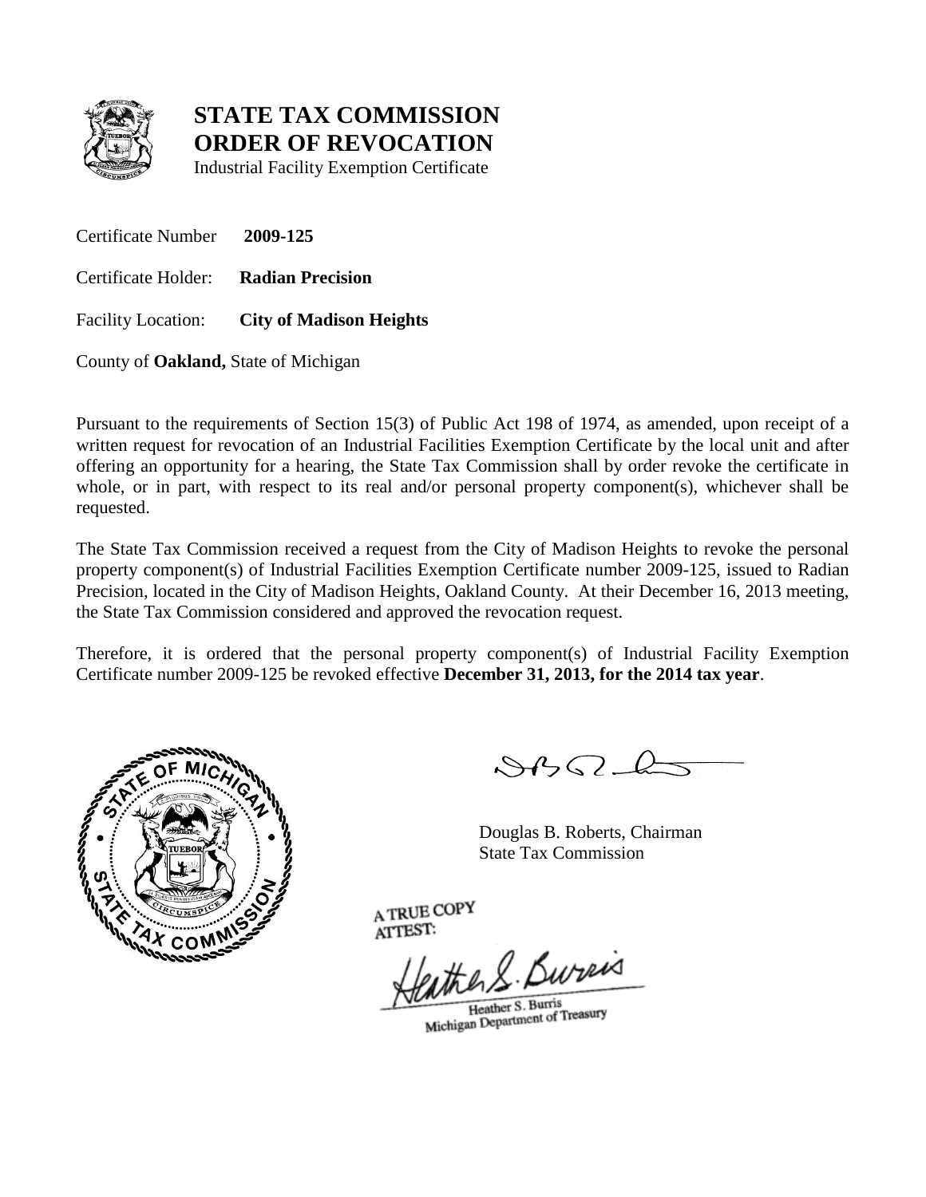# STATE TAX COMMISSION ORDER OF REVOCATION

Industrial Facility Exemption Certificate

Certificate Number **2009-125**

Certificate Holder: **Radian Precision**

Facility Location: **City of Madison Heights**

County of **Oakland,** State of Michigan

Pursuant to the requirements of Section 15(3) of Public Act 198 of 1974, as amended, upon receipt of a written request for revocation of an Industrial Facilities Exemption Certificate by the local unit and after offering an opportunity for a hearing, the State Tax Commission shall by order revoke the certificate in whole, or in part, with respect to its real and/or personal property component(s), whichever shall be requested.

The State Tax Commission received a request from the City of Madison Heights to revoke the personal property component(s) of Industrial Facilities Exemption Certificate number 2009-125, issued to Radian Precision, located in the City of Madison Heights, Oakland County. At their December 16, 2013 meeting, the State Tax Commission considered and approved the revocation request.

Therefore, it is ordered that the personal property component(s) of Industrial Facility Exemption Certificate number 2009-125 be revoked effective **December 31, 2013, for the 2014 tax year**.

Douglas B. Roberts, Chairman
State Tax Commission

A TRUE COPY
ATTEST:

Heather S. Burris
Michigan Department of Treasury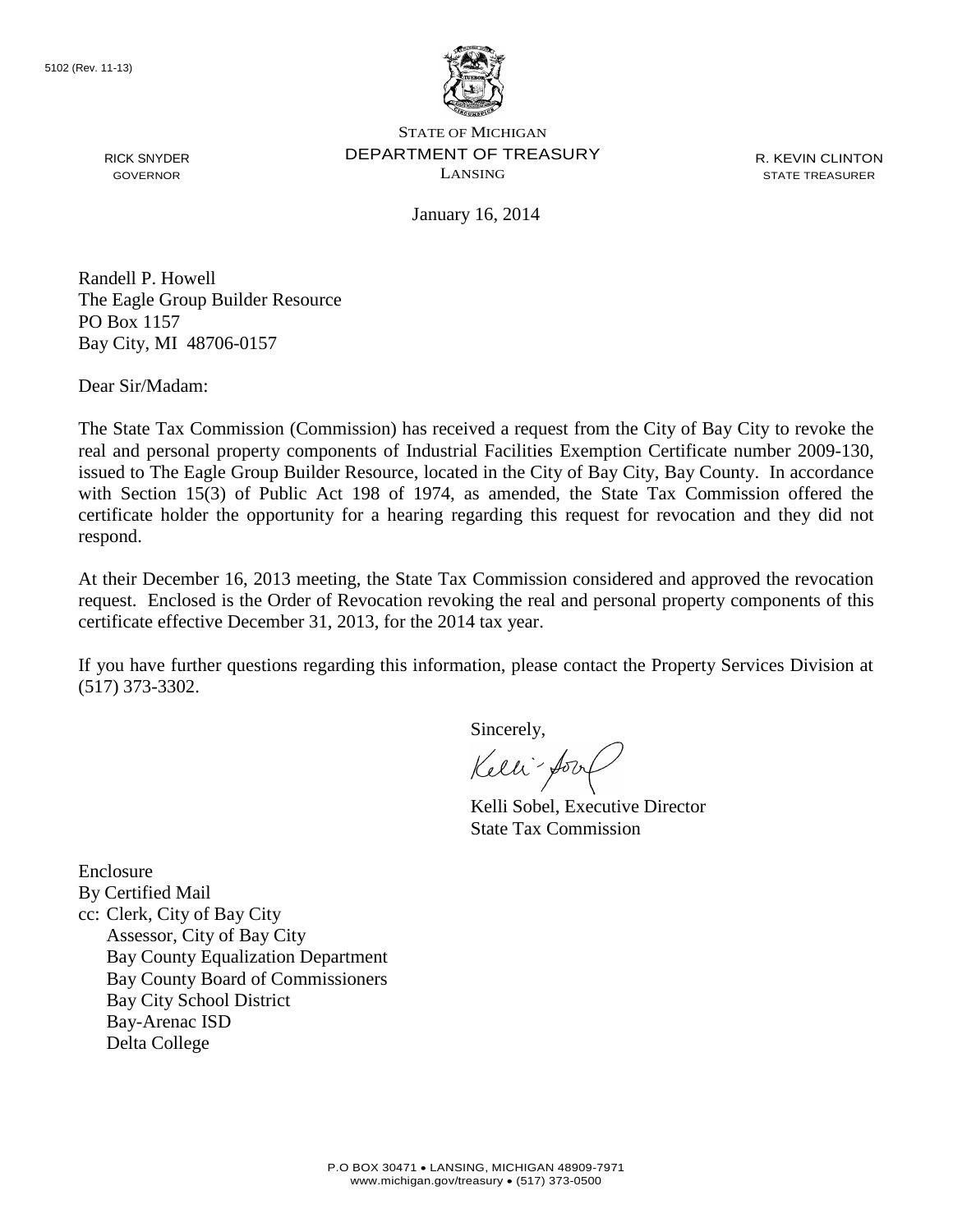5102 (Rev. 11-13)

STATE OF MICHIGAN
DEPARTMENT OF TREASURY
LANSING

RICK SNYDER
GOVERNOR

R. KEVIN CLINTON
STATE TREASURER

January 16, 2014

Randell P. Howell
The Eagle Group Builder Resource
PO Box 1157
Bay City, MI 48706-0157

Dear Sir/Madam:

The State Tax Commission (Commission) has received a request from the City of Bay City to revoke the real and personal property components of Industrial Facilities Exemption Certificate number 2009-130, issued to The Eagle Group Builder Resource, located in the City of Bay City, Bay County. In accordance with Section 15(3) of Public Act 198 of 1974, as amended, the State Tax Commission offered the certificate holder the opportunity for a hearing regarding this request for revocation and they did not respond.

At their December 16, 2013 meeting, the State Tax Commission considered and approved the revocation request. Enclosed is the Order of Revocation revoking the real and personal property components of this certificate effective December 31, 2013, for the 2014 tax year.

If you have further questions regarding this information, please contact the Property Services Division at (517) 373-3302.

Sincerely,

Kelli Sobel, Executive Director
State Tax Commission

Enclosure
By Certified Mail
cc: Clerk, City of Bay City
Assessor, City of Bay City
Bay County Equalization Department
Bay County Board of Commissioners
Bay City School District
Bay-Arenac ISD
Delta College

P.O BOX 30471 • LANSING, MICHIGAN 48909-7971
www.michigan.gov/treasury • (517) 373-0500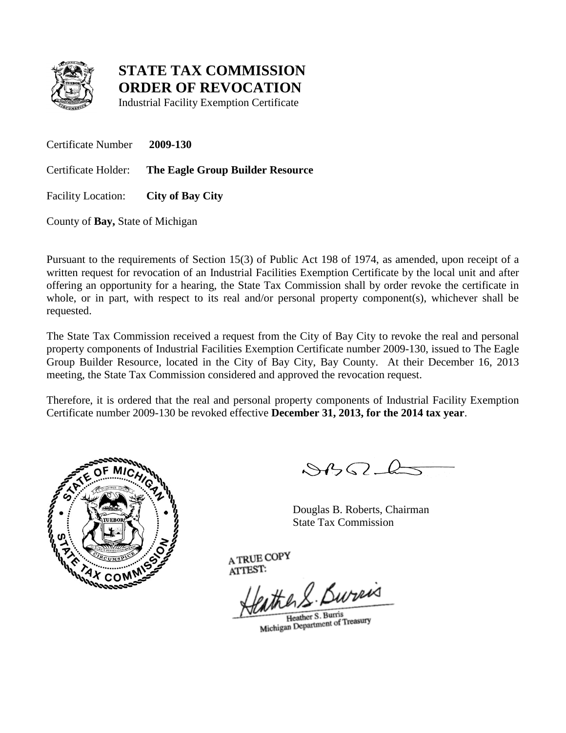# STATE TAX COMMISSION
# ORDER OF REVOCATION

Industrial Facility Exemption Certificate

Certificate Number **2009-130**

Certificate Holder: **The Eagle Group Builder Resource**

Facility Location: **City of Bay City**

County of **Bay,** State of Michigan

Pursuant to the requirements of Section 15(3) of Public Act 198 of 1974, as amended, upon receipt of a written request for revocation of an Industrial Facilities Exemption Certificate by the local unit and after offering an opportunity for a hearing, the State Tax Commission shall by order revoke the certificate in whole, or in part, with respect to its real and/or personal property component(s), whichever shall be requested.

The State Tax Commission received a request from the City of Bay City to revoke the real and personal property components of Industrial Facilities Exemption Certificate number 2009-130, issued to The Eagle Group Builder Resource, located in the City of Bay City, Bay County. At their December 16, 2013 meeting, the State Tax Commission considered and approved the revocation request.

Therefore, it is ordered that the real and personal property components of Industrial Facility Exemption Certificate number 2009-130 be revoked effective **December 31, 2013, for the 2014 tax year**.

Douglas B. Roberts, Chairman
State Tax Commission

A TRUE COPY
ATTEST:

Heather S. Burris
Michigan Department of Treasury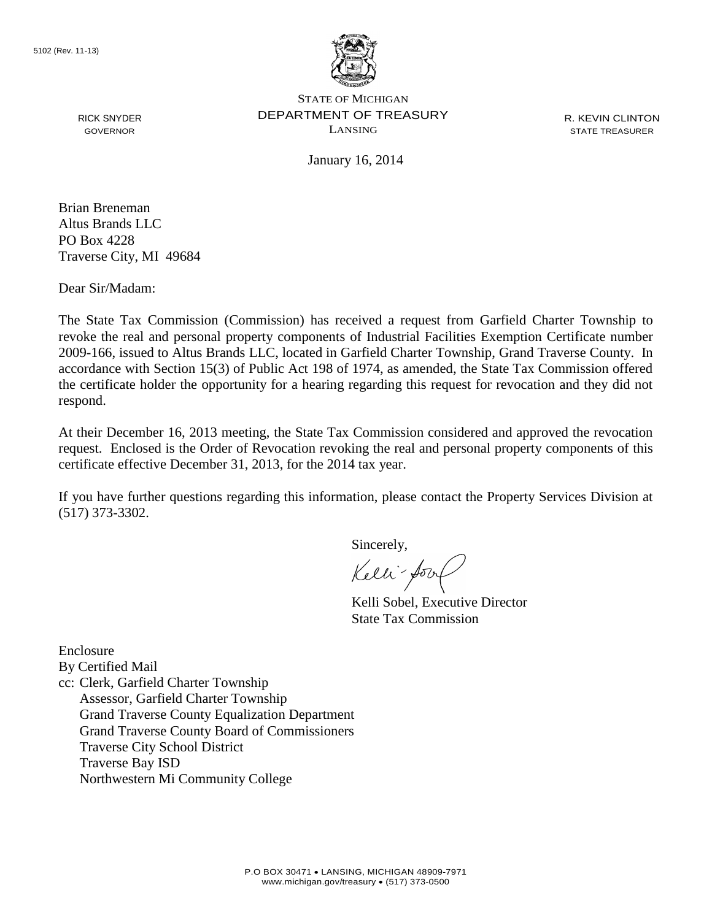5102 (Rev. 11-13)

STATE OF MICHIGAN
DEPARTMENT OF TREASURY
LANSING

RICK SNYDER
GOVERNOR

R. KEVIN CLINTON
STATE TREASURER

January 16, 2014

Brian Breneman
Altus Brands LLC
PO Box 4228
Traverse City, MI 49684

Dear Sir/Madam:

The State Tax Commission (Commission) has received a request from Garfield Charter Township to revoke the real and personal property components of Industrial Facilities Exemption Certificate number 2009-166, issued to Altus Brands LLC, located in Garfield Charter Township, Grand Traverse County. In accordance with Section 15(3) of Public Act 198 of 1974, as amended, the State Tax Commission offered the certificate holder the opportunity for a hearing regarding this request for revocation and they did not respond.

At their December 16, 2013 meeting, the State Tax Commission considered and approved the revocation request. Enclosed is the Order of Revocation revoking the real and personal property components of this certificate effective December 31, 2013, for the 2014 tax year.

If you have further questions regarding this information, please contact the Property Services Division at (517) 373-3302.

Sincerely,

Kelli Sobel, Executive Director
State Tax Commission

Enclosure
By Certified Mail
cc: Clerk, Garfield Charter Township
Assessor, Garfield Charter Township
Grand Traverse County Equalization Department
Grand Traverse County Board of Commissioners
Traverse City School District
Traverse Bay ISD
Northwestern Mi Community College

P.O BOX 30471 • LANSING, MICHIGAN 48909-7971
www.michigan.gov/treasury • (517) 373-0500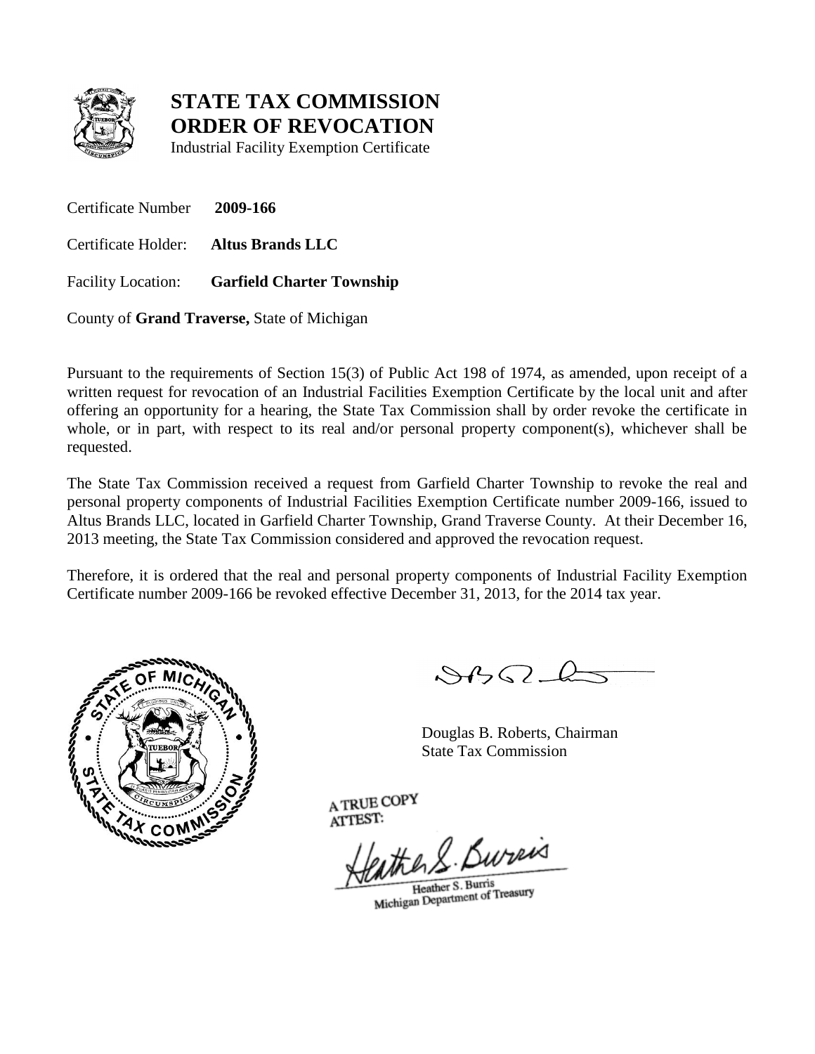# STATE TAX COMMISSION
# ORDER OF REVOCATION

Industrial Facility Exemption Certificate

Certificate Number **2009-166**

Certificate Holder: **Altus Brands LLC**

Facility Location: **Garfield Charter Township**

County of **Grand Traverse,** State of Michigan

Pursuant to the requirements of Section 15(3) of Public Act 198 of 1974, as amended, upon receipt of a written request for revocation of an Industrial Facilities Exemption Certificate by the local unit and after offering an opportunity for a hearing, the State Tax Commission shall by order revoke the certificate in whole, or in part, with respect to its real and/or personal property component(s), whichever shall be requested.

The State Tax Commission received a request from Garfield Charter Township to revoke the real and personal property components of Industrial Facilities Exemption Certificate number 2009-166, issued to Altus Brands LLC, located in Garfield Charter Township, Grand Traverse County. At their December 16, 2013 meeting, the State Tax Commission considered and approved the revocation request.

Therefore, it is ordered that the real and personal property components of Industrial Facility Exemption Certificate number 2009-166 be revoked effective December 31, 2013, for the 2014 tax year.

Douglas B. Roberts, Chairman
State Tax Commission

A TRUE COPY
ATTEST:

Heather S. Burris
Michigan Department of Treasury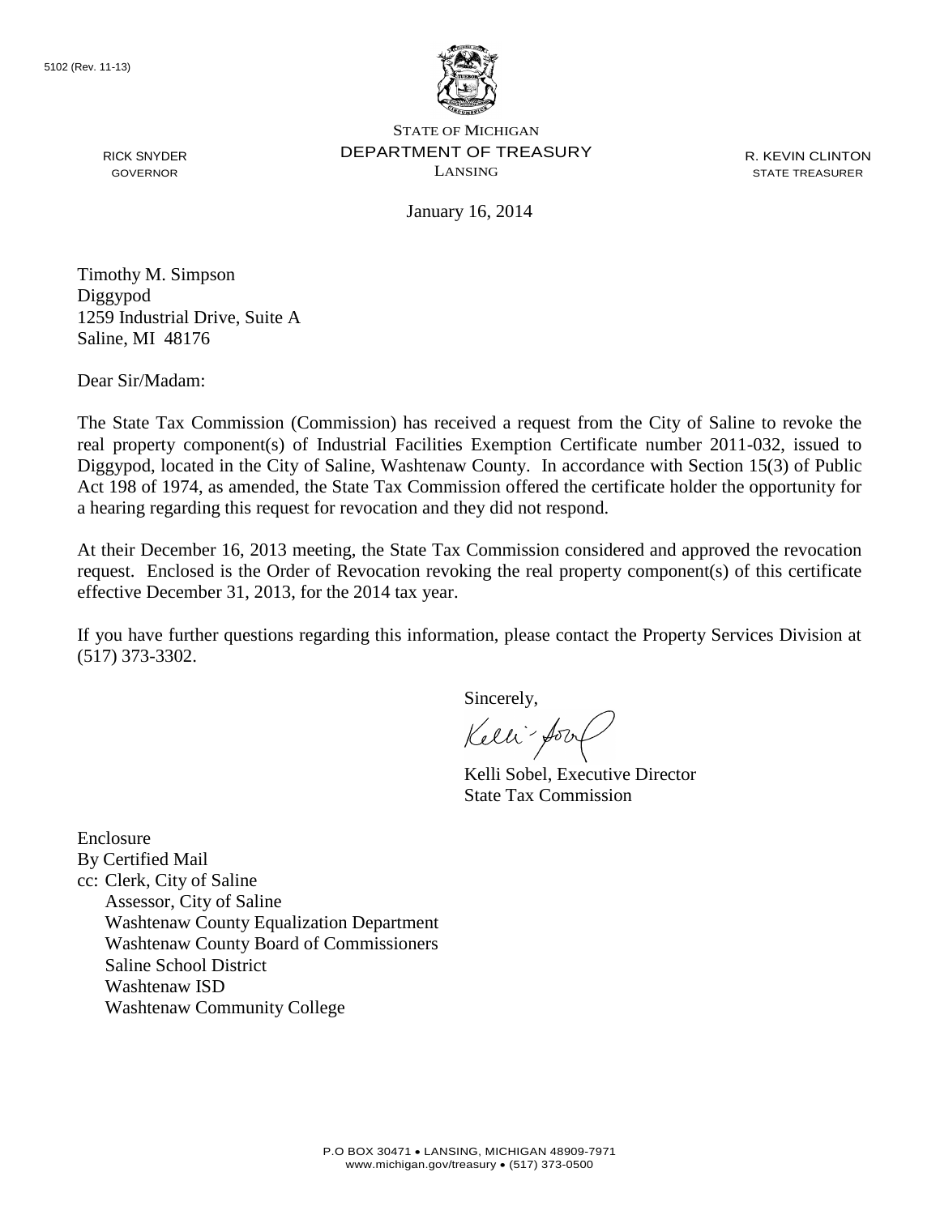5102 (Rev. 11-13)

STATE OF MICHIGAN
DEPARTMENT OF TREASURY
LANSING

RICK SNYDER
GOVERNOR

R. KEVIN CLINTON
STATE TREASURER

January 16, 2014

Timothy M. Simpson
Diggypod
1259 Industrial Drive, Suite A
Saline, MI 48176

Dear Sir/Madam:

The State Tax Commission (Commission) has received a request from the City of Saline to revoke the real property component(s) of Industrial Facilities Exemption Certificate number 2011-032, issued to Diggypod, located in the City of Saline, Washtenaw County. In accordance with Section 15(3) of Public Act 198 of 1974, as amended, the State Tax Commission offered the certificate holder the opportunity for a hearing regarding this request for revocation and they did not respond.

At their December 16, 2013 meeting, the State Tax Commission considered and approved the revocation request. Enclosed is the Order of Revocation revoking the real property component(s) of this certificate effective December 31, 2013, for the 2014 tax year.

If you have further questions regarding this information, please contact the Property Services Division at (517) 373-3302.

Sincerely,

Kelli Sobel, Executive Director
State Tax Commission

Enclosure
By Certified Mail
cc: Clerk, City of Saline
Assessor, City of Saline
Washtenaw County Equalization Department
Washtenaw County Board of Commissioners
Saline School District
Washtenaw ISD
Washtenaw Community College

P.O BOX 30471 • LANSING, MICHIGAN 48909-7971
www.michigan.gov/treasury • (517) 373-0500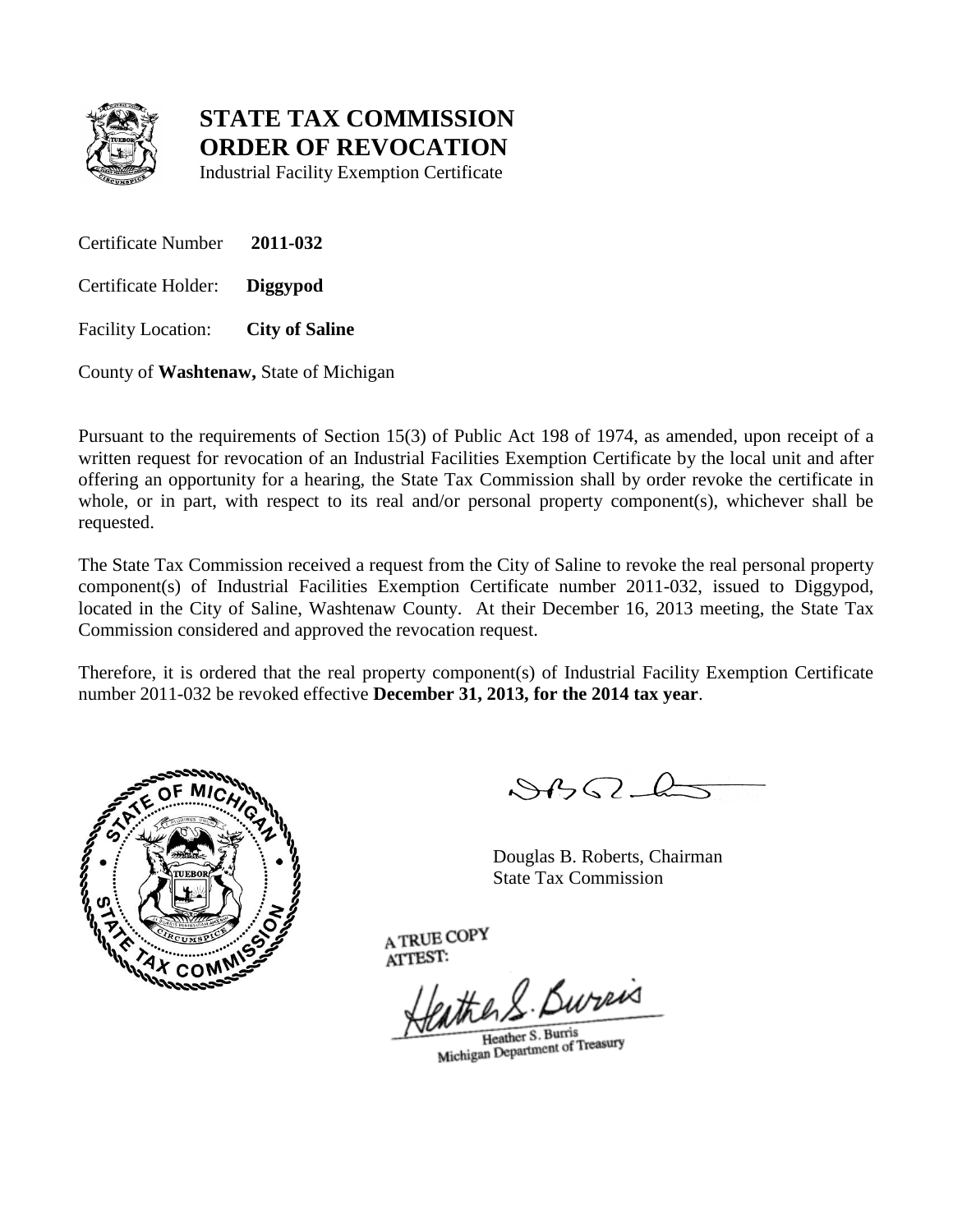# STATE TAX COMMISSION
# ORDER OF REVOCATION

Industrial Facility Exemption Certificate

Certificate Number **2011-032**

Certificate Holder: **Diggypod**

Facility Location: **City of Saline**

County of **Washtenaw,** State of Michigan

Pursuant to the requirements of Section 15(3) of Public Act 198 of 1974, as amended, upon receipt of a written request for revocation of an Industrial Facilities Exemption Certificate by the local unit and after offering an opportunity for a hearing, the State Tax Commission shall by order revoke the certificate in whole, or in part, with respect to its real and/or personal property component(s), whichever shall be requested.

The State Tax Commission received a request from the City of Saline to revoke the real personal property component(s) of Industrial Facilities Exemption Certificate number 2011-032, issued to Diggypod, located in the City of Saline, Washtenaw County. At their December 16, 2013 meeting, the State Tax Commission considered and approved the revocation request.

Therefore, it is ordered that the real property component(s) of Industrial Facility Exemption Certificate number 2011-032 be revoked effective **December 31, 2013, for the 2014 tax year**.

Douglas B. Roberts, Chairman
State Tax Commission

A TRUE COPY
ATTEST:

Heather S. Burris
Michigan Department of Treasury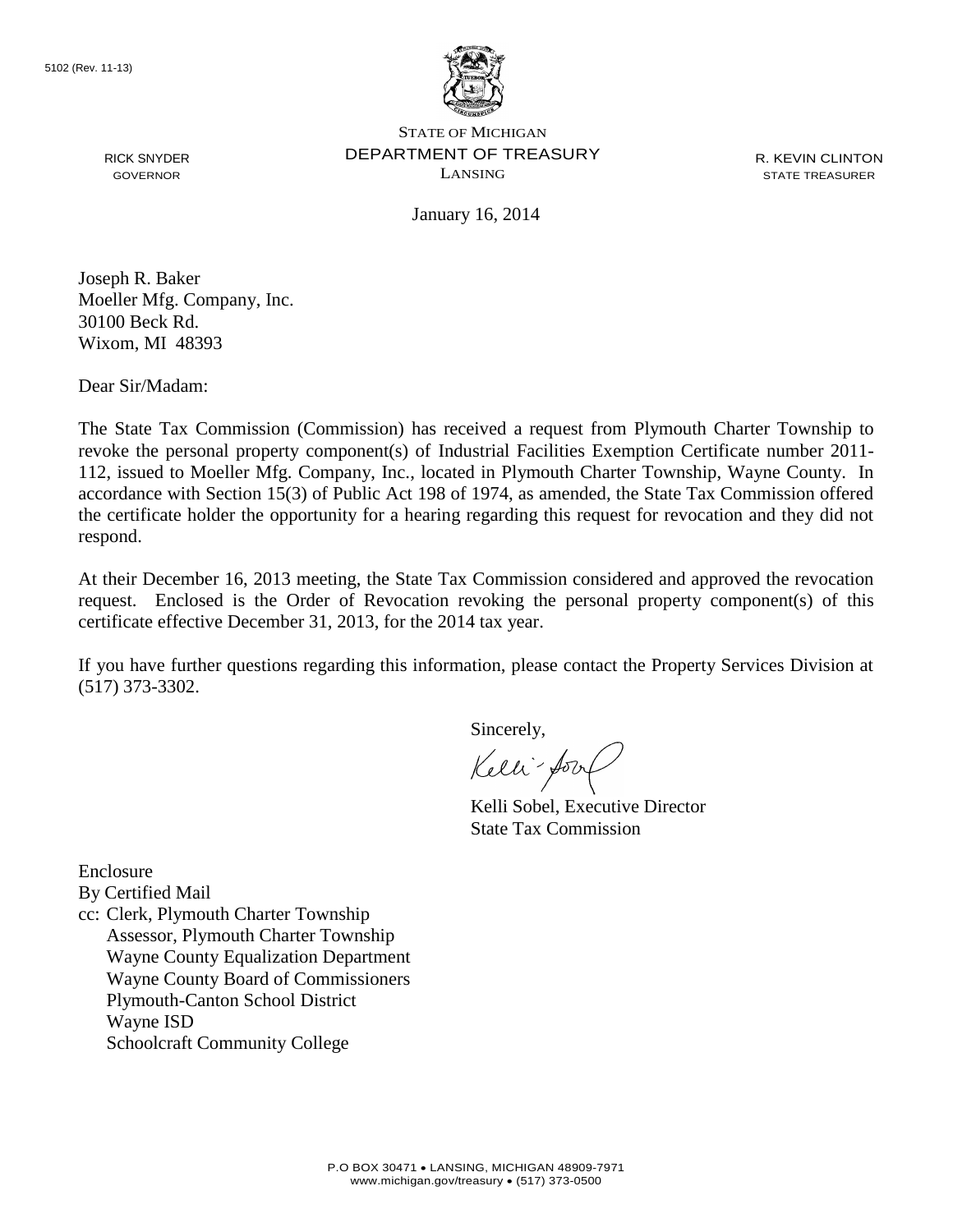5102 (Rev. 11-13)

STATE OF MICHIGAN
DEPARTMENT OF TREASURY
LANSING

RICK SNYDER
GOVERNOR

R. KEVIN CLINTON
STATE TREASURER

January 16, 2014

Joseph R. Baker
Moeller Mfg. Company, Inc.
30100 Beck Rd.
Wixom, MI 48393

Dear Sir/Madam:

The State Tax Commission (Commission) has received a request from Plymouth Charter Township to revoke the personal property component(s) of Industrial Facilities Exemption Certificate number 2011-112, issued to Moeller Mfg. Company, Inc., located in Plymouth Charter Township, Wayne County. In accordance with Section 15(3) of Public Act 198 of 1974, as amended, the State Tax Commission offered the certificate holder the opportunity for a hearing regarding this request for revocation and they did not respond.

At their December 16, 2013 meeting, the State Tax Commission considered and approved the revocation request. Enclosed is the Order of Revocation revoking the personal property component(s) of this certificate effective December 31, 2013, for the 2014 tax year.

If you have further questions regarding this information, please contact the Property Services Division at (517) 373-3302.

Sincerely,

Kelli Sobel, Executive Director
State Tax Commission

Enclosure
By Certified Mail
cc: Clerk, Plymouth Charter Township
Assessor, Plymouth Charter Township
Wayne County Equalization Department
Wayne County Board of Commissioners
Plymouth-Canton School District
Wayne ISD
Schoolcraft Community College

P.O BOX 30471 • LANSING, MICHIGAN 48909-7971
www.michigan.gov/treasury • (517) 373-0500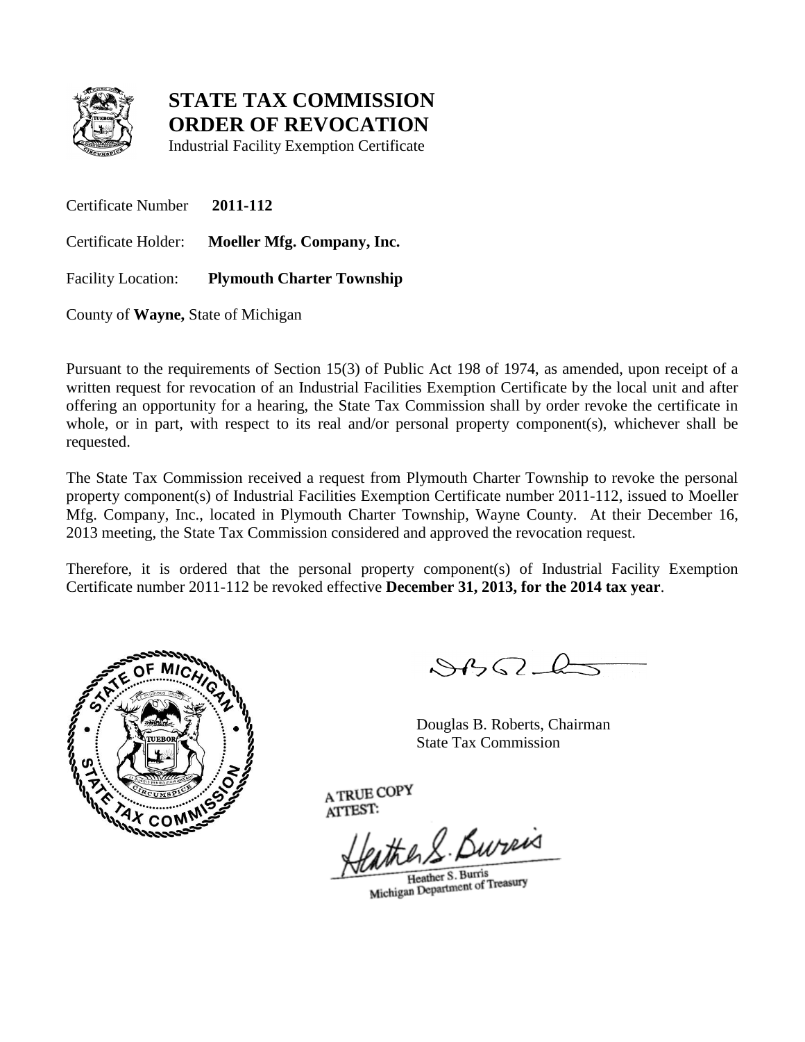# STATE TAX COMMISSION
# ORDER OF REVOCATION

Industrial Facility Exemption Certificate

Certificate Number **2011-112**

Certificate Holder: **Moeller Mfg. Company, Inc.**

Facility Location: **Plymouth Charter Township**

County of **Wayne,** State of Michigan

Pursuant to the requirements of Section 15(3) of Public Act 198 of 1974, as amended, upon receipt of a written request for revocation of an Industrial Facilities Exemption Certificate by the local unit and after offering an opportunity for a hearing, the State Tax Commission shall by order revoke the certificate in whole, or in part, with respect to its real and/or personal property component(s), whichever shall be requested.

The State Tax Commission received a request from Plymouth Charter Township to revoke the personal property component(s) of Industrial Facilities Exemption Certificate number 2011-112, issued to Moeller Mfg. Company, Inc., located in Plymouth Charter Township, Wayne County. At their December 16, 2013 meeting, the State Tax Commission considered and approved the revocation request.

Therefore, it is ordered that the personal property component(s) of Industrial Facility Exemption Certificate number 2011-112 be revoked effective **December 31, 2013, for the 2014 tax year**.

Douglas B. Roberts, Chairman
State Tax Commission

A TRUE COPY
ATTEST:

Heather S. Burris
Michigan Department of Treasury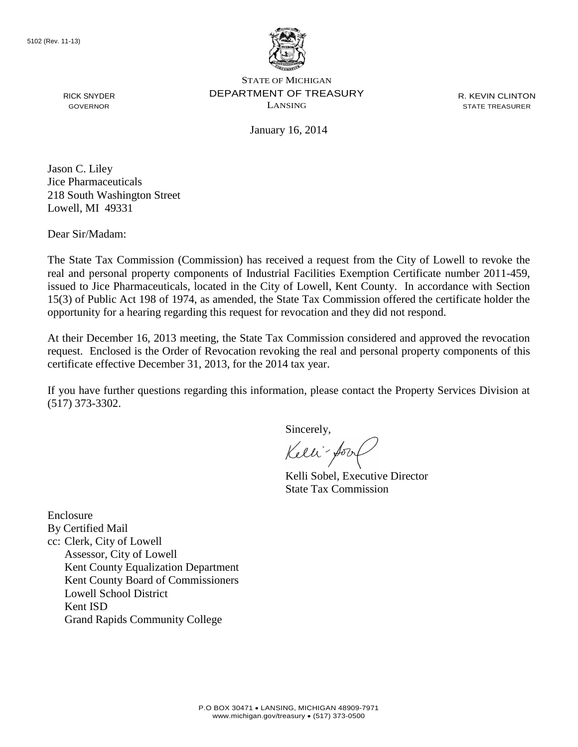5102 (Rev. 11-13)

STATE OF MICHIGAN
DEPARTMENT OF TREASURY
LANSING

RICK SNYDER
GOVERNOR

R. KEVIN CLINTON
STATE TREASURER

January 16, 2014

Jason C. Liley
Jice Pharmaceuticals
218 South Washington Street
Lowell, MI 49331

Dear Sir/Madam:

The State Tax Commission (Commission) has received a request from the City of Lowell to revoke the real and personal property components of Industrial Facilities Exemption Certificate number 2011-459, issued to Jice Pharmaceuticals, located in the City of Lowell, Kent County. In accordance with Section 15(3) of Public Act 198 of 1974, as amended, the State Tax Commission offered the certificate holder the opportunity for a hearing regarding this request for revocation and they did not respond.

At their December 16, 2013 meeting, the State Tax Commission considered and approved the revocation request. Enclosed is the Order of Revocation revoking the real and personal property components of this certificate effective December 31, 2013, for the 2014 tax year.

If you have further questions regarding this information, please contact the Property Services Division at (517) 373-3302.

Sincerely,

Kelli Sobel, Executive Director
State Tax Commission

Enclosure
By Certified Mail
cc: Clerk, City of Lowell
Assessor, City of Lowell
Kent County Equalization Department
Kent County Board of Commissioners
Lowell School District
Kent ISD
Grand Rapids Community College

P.O BOX 30471 • LANSING, MICHIGAN 48909-7971
www.michigan.gov/treasury • (517) 373-0500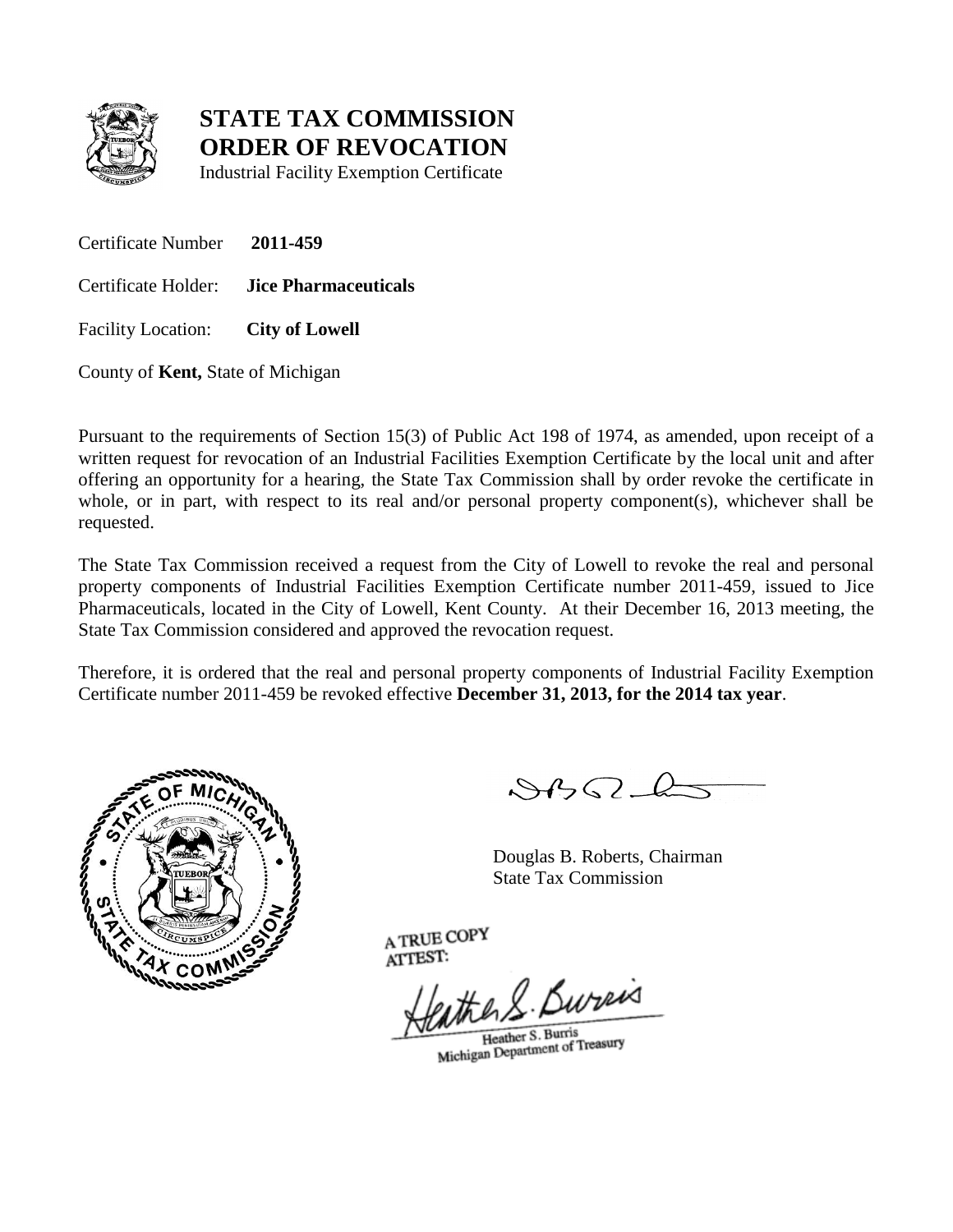# STATE TAX COMMISSION
# ORDER OF REVOCATION

Industrial Facility Exemption Certificate

Certificate Number **2011-459**

Certificate Holder: **Jice Pharmaceuticals**

Facility Location: **City of Lowell**

County of **Kent,** State of Michigan

Pursuant to the requirements of Section 15(3) of Public Act 198 of 1974, as amended, upon receipt of a written request for revocation of an Industrial Facilities Exemption Certificate by the local unit and after offering an opportunity for a hearing, the State Tax Commission shall by order revoke the certificate in whole, or in part, with respect to its real and/or personal property component(s), whichever shall be requested.

The State Tax Commission received a request from the City of Lowell to revoke the real and personal property components of Industrial Facilities Exemption Certificate number 2011-459, issued to Jice Pharmaceuticals, located in the City of Lowell, Kent County. At their December 16, 2013 meeting, the State Tax Commission considered and approved the revocation request.

Therefore, it is ordered that the real and personal property components of Industrial Facility Exemption Certificate number 2011-459 be revoked effective **December 31, 2013, for the 2014 tax year**.

Douglas B. Roberts, Chairman
State Tax Commission

A TRUE COPY
ATTEST:

Heather S. Burris
Michigan Department of Treasury